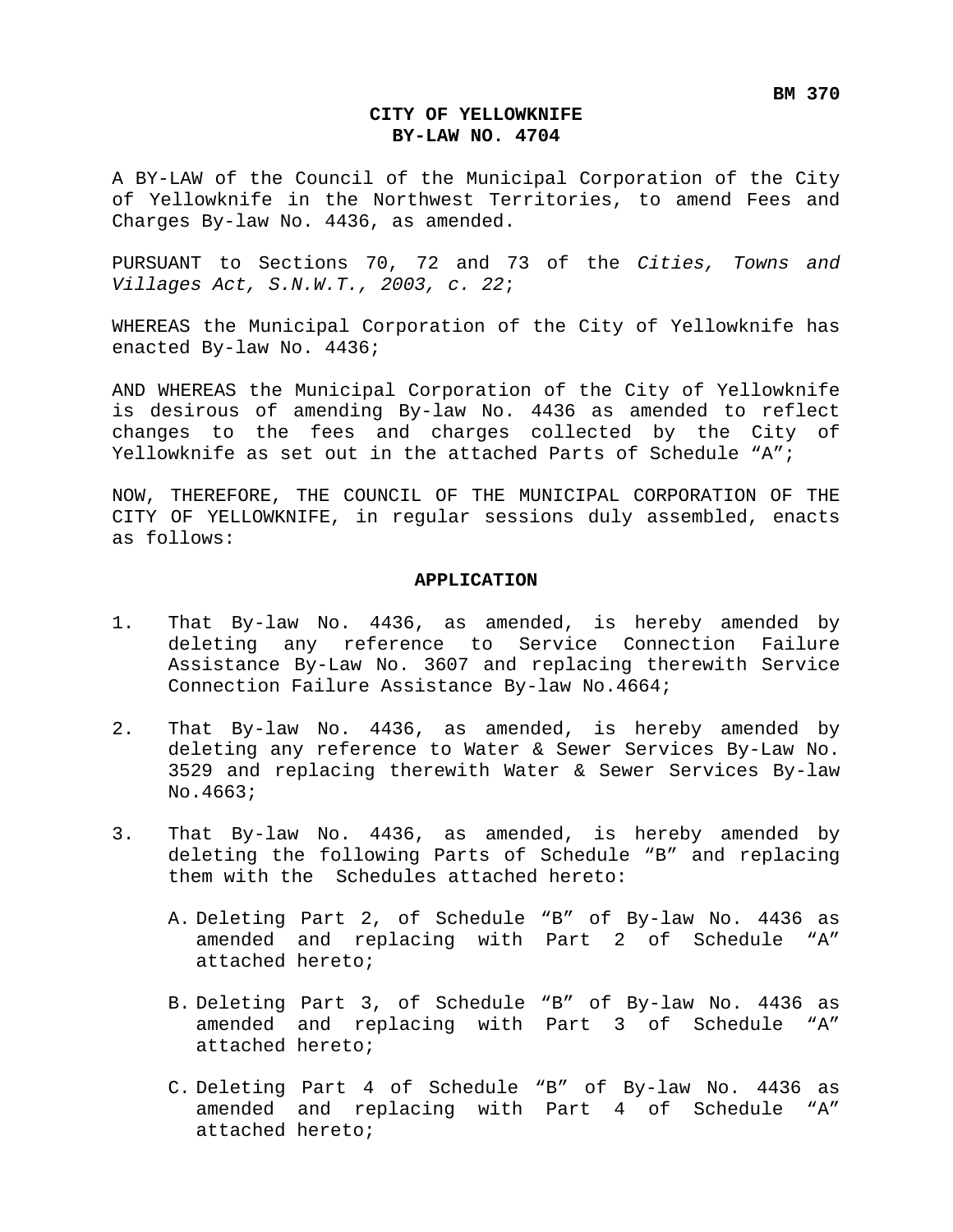BM 370

# CITY OF YELLOWKNIFE
## BY-LAW NO. 4704

A BY-LAW of the Council of the Municipal Corporation of the City of Yellowknife in the Northwest Territories, to amend Fees and Charges By-law No. 4436, as amended.

PURSUANT to Sections 70, 72 and 73 of the *Cities, Towns and Villages Act, S.N.W.T., 2003, c. 22*;

WHEREAS the Municipal Corporation of the City of Yellowknife has enacted By-law No. 4436;

AND WHEREAS the Municipal Corporation of the City of Yellowknife is desirous of amending By-law No. 4436 as amended to reflect changes to the fees and charges collected by the City of Yellowknife as set out in the attached Parts of Schedule "A";

NOW, THEREFORE, THE COUNCIL OF THE MUNICIPAL CORPORATION OF THE CITY OF YELLOWKNIFE, in regular sessions duly assembled, enacts as follows:

### APPLICATION

1. That By-law No. 4436, as amended, is hereby amended by deleting any reference to Service Connection Failure Assistance By-Law No. 3607 and replacing therewith Service Connection Failure Assistance By-law No.4664;

2. That By-law No. 4436, as amended, is hereby amended by deleting any reference to Water & Sewer Services By-Law No. 3529 and replacing therewith Water & Sewer Services By-law No.4663;

3. That By-law No. 4436, as amended, is hereby amended by deleting the following Parts of Schedule "B" and replacing them with the Schedules attached hereto:

   A. Deleting Part 2, of Schedule "B" of By-law No. 4436 as amended and replacing with Part 2 of Schedule "A" attached hereto;

   B. Deleting Part 3, of Schedule "B" of By-law No. 4436 as amended and replacing with Part 3 of Schedule "A" attached hereto;

   C. Deleting Part 4 of Schedule "B" of By-law No. 4436 as amended and replacing with Part 4 of Schedule "A" attached hereto;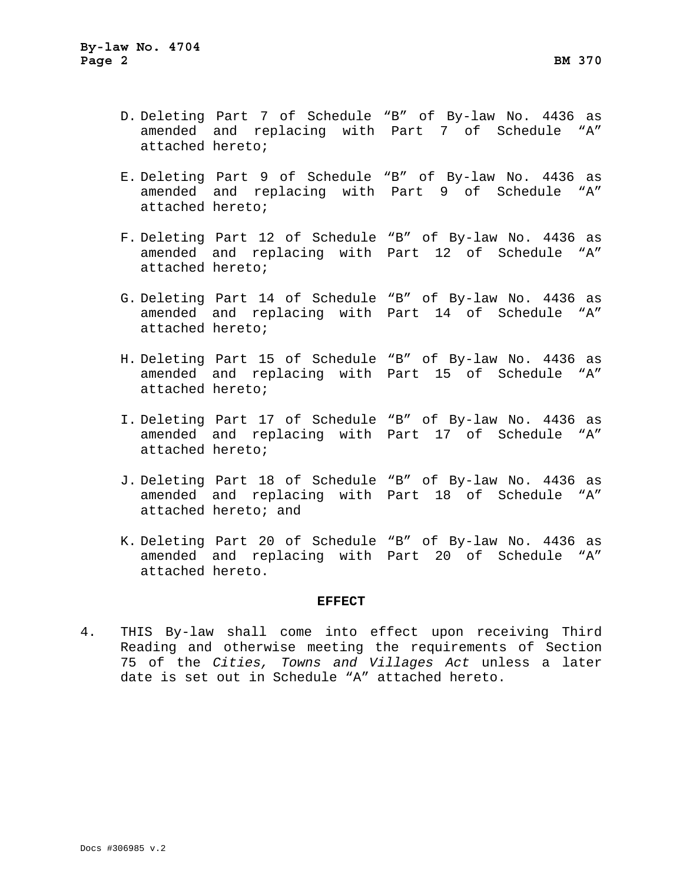D. Deleting Part 7 of Schedule “B” of By-law No. 4436 as amended and replacing with Part 7 of Schedule “A” attached hereto;

E. Deleting Part 9 of Schedule “B” of By-law No. 4436 as amended and replacing with Part 9 of Schedule “A” attached hereto;

F. Deleting Part 12 of Schedule “B” of By-law No. 4436 as amended and replacing with Part 12 of Schedule “A” attached hereto;

G. Deleting Part 14 of Schedule “B” of By-law No. 4436 as amended and replacing with Part 14 of Schedule “A” attached hereto;

H. Deleting Part 15 of Schedule “B” of By-law No. 4436 as amended and replacing with Part 15 of Schedule “A” attached hereto;

I. Deleting Part 17 of Schedule “B” of By-law No. 4436 as amended and replacing with Part 17 of Schedule “A” attached hereto;

J. Deleting Part 18 of Schedule “B” of By-law No. 4436 as amended and replacing with Part 18 of Schedule “A” attached hereto; and

K. Deleting Part 20 of Schedule “B” of By-law No. 4436 as amended and replacing with Part 20 of Schedule “A” attached hereto.

**EFFECT**

4. THIS By-law shall come into effect upon receiving Third Reading and otherwise meeting the requirements of Section 75 of the *Cities, Towns and Villages Act* unless a later date is set out in Schedule “A” attached hereto.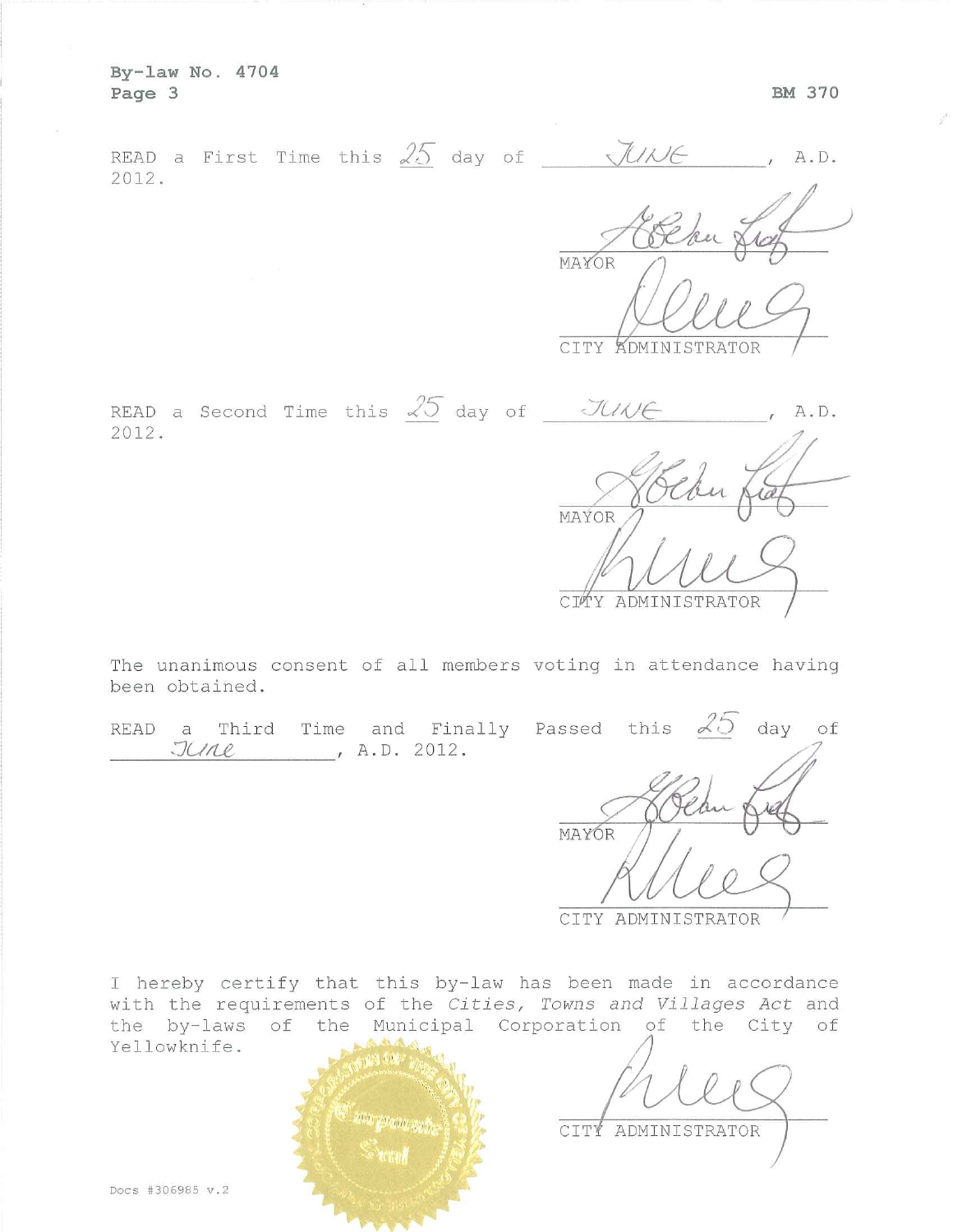By-law No. 4704 BM 370

READ a First Time this 25 day of JUNE, A.D. 2012.

MAYOR

CITY ADMINISTRATOR

READ a Second Time this 25 day of JUNE, A.D. 2012.

MAYOR

CITY ADMINISTRATOR

The unanimous consent of all members voting in attendance having been obtained.

READ a Third Time and Finally Passed this 25 day of June, A.D. 2012.

MAYOR

CITY ADMINISTRATOR

I hereby certify that this by-law has been made in accordance with the requirements of the *Cities, Towns and Villages Act* and the by-laws of the Municipal Corporation of the City of Yellowknife.

CITY ADMINISTRATOR

Docs #306985 v.2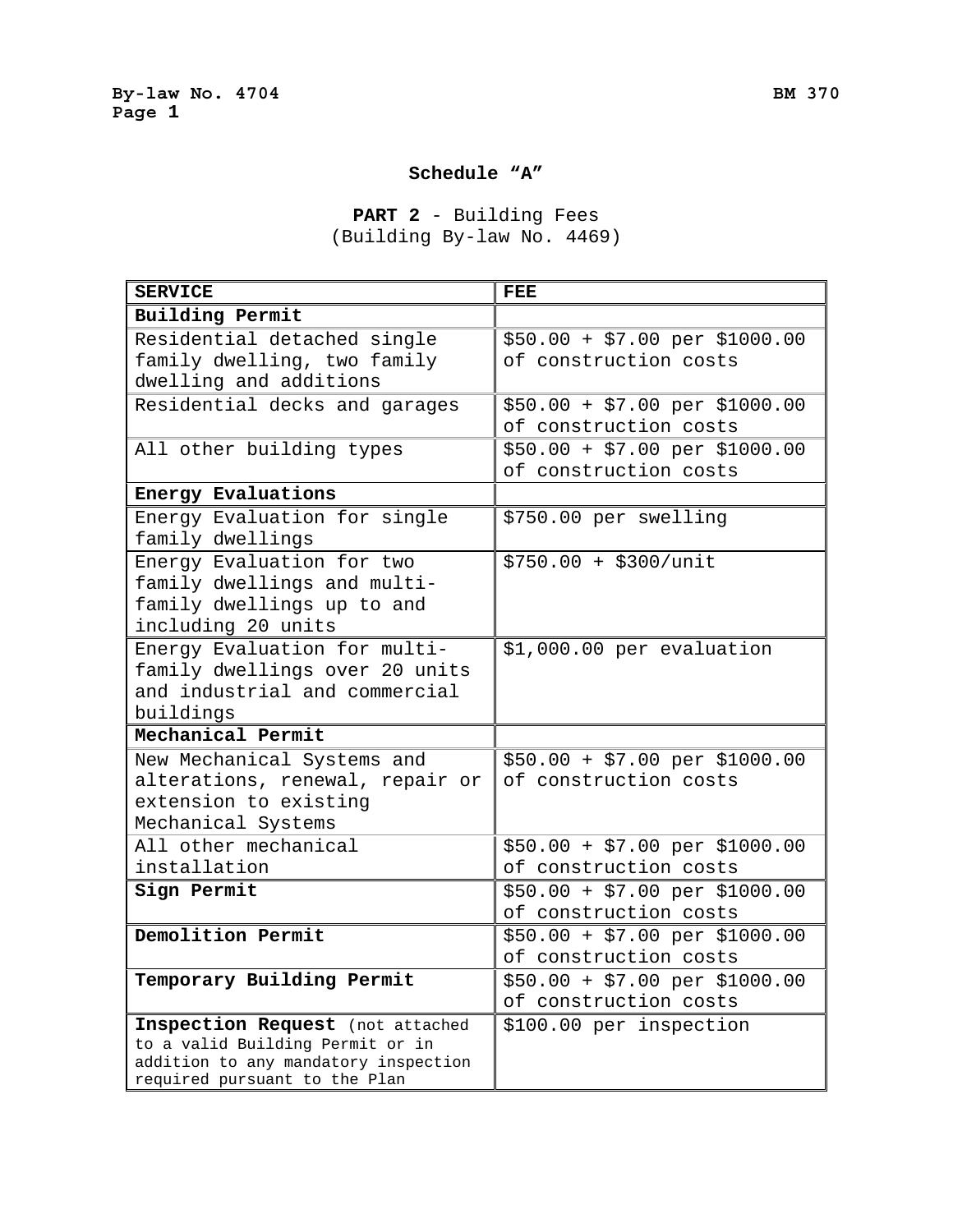## Schedule "A"

### **PART 2** - Building Fees
(Building By-law No. 4469)

| **SERVICE** | **FEE** |
|---|---|
| **Building Permit** | |
| Residential detached single family dwelling, two family dwelling and additions | $50.00 + $7.00 per $1000.00 of construction costs |
| Residential decks and garages | $50.00 + $7.00 per $1000.00 of construction costs |
| All other building types | $50.00 + $7.00 per $1000.00 of construction costs |
| **Energy Evaluations** | |
| Energy Evaluation for single family dwellings | $750.00 per swelling |
| Energy Evaluation for two family dwellings and multi-family dwellings up to and including 20 units | $750.00 + $300/unit |
| Energy Evaluation for multi-family dwellings over 20 units and industrial and commercial buildings | $1,000.00 per evaluation |
| **Mechanical Permit** | |
| New Mechanical Systems and alterations, renewal, repair or extension to existing Mechanical Systems | $50.00 + $7.00 per $1000.00 of construction costs |
| All other mechanical installation | $50.00 + $7.00 per $1000.00 of construction costs |
| **Sign Permit** | $50.00 + $7.00 per $1000.00 of construction costs |
| **Demolition Permit** | $50.00 + $7.00 per $1000.00 of construction costs |
| **Temporary Building Permit** | $50.00 + $7.00 per $1000.00 of construction costs |
| **Inspection Request** (not attached to a valid Building Permit or in addition to any mandatory inspection required pursuant to the Plan | $100.00 per inspection |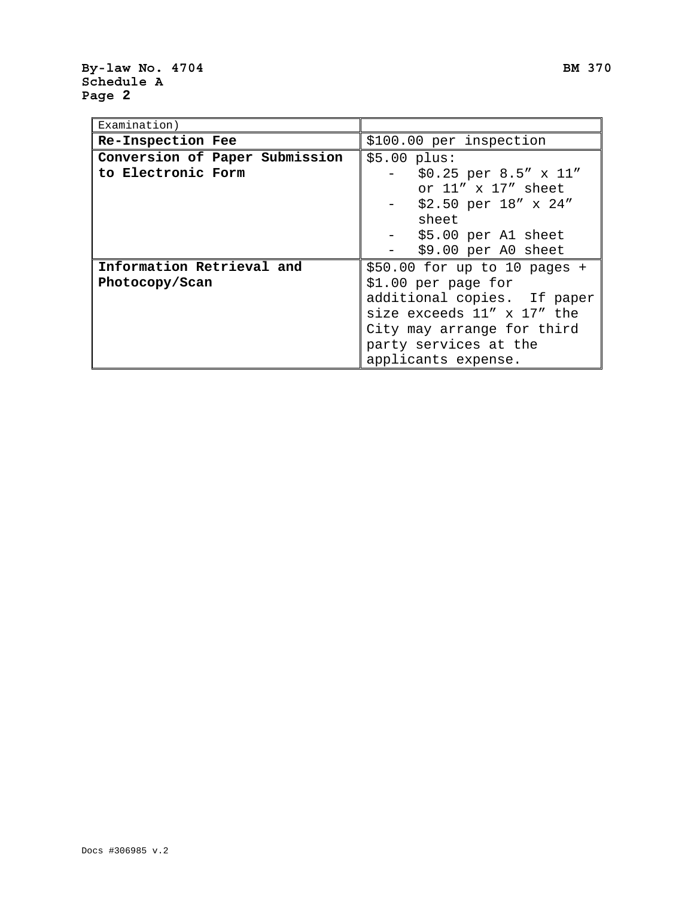| | |
|---|---|
| Examination) | |
| **Re-Inspection Fee** | $100.00 per inspection |
| **Conversion of Paper Submission to Electronic Form** | $5.00 plus:<br>- $0.25 per 8.5″ x 11″ or 11″ x 17″ sheet<br>- $2.50 per 18″ x 24″ sheet<br>- $5.00 per A1 sheet<br>- $9.00 per A0 sheet |
| **Information Retrieval and Photocopy/Scan** | $50.00 for up to 10 pages + $1.00 per page for additional copies. If paper size exceeds 11″ x 17″ the City may arrange for third party services at the applicants expense. |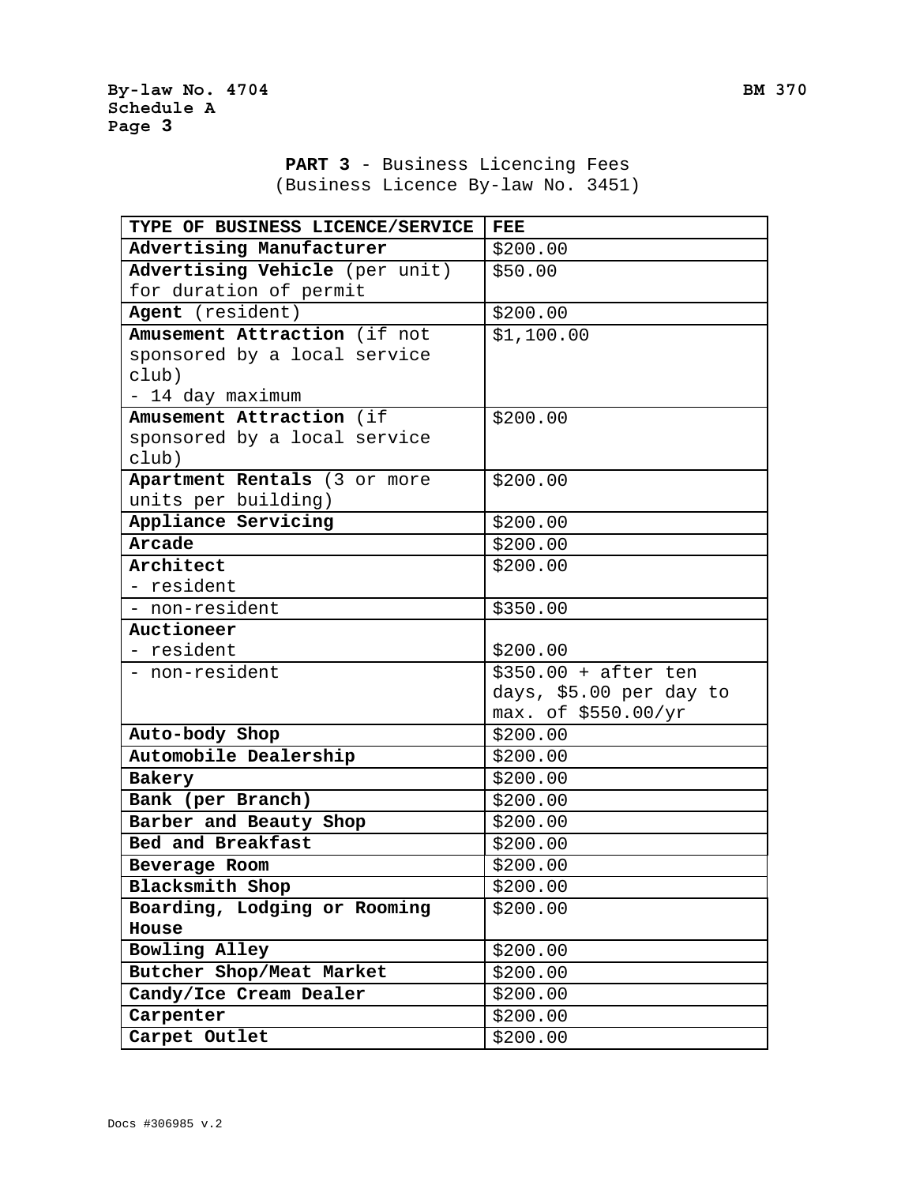**PART 3** - Business Licencing Fees
(Business Licence By-law No. 3451)

| TYPE OF BUSINESS LICENCE/SERVICE | FEE |
|---|---|
| **Advertising Manufacturer** | $200.00 |
| **Advertising Vehicle** (per unit) for duration of permit | $50.00 |
| **Agent** (resident) | $200.00 |
| **Amusement Attraction** (if not sponsored by a local service club) - 14 day maximum | $1,100.00 |
| **Amusement Attraction** (if sponsored by a local service club) | $200.00 |
| **Apartment Rentals** (3 or more units per building) | $200.00 |
| **Appliance Servicing** | $200.00 |
| **Arcade** | $200.00 |
| **Architect** - resident | $200.00 |
| - non-resident | $350.00 |
| **Auctioneer** - resident | $200.00 |
| - non-resident | $350.00 + after ten days, $5.00 per day to max. of $550.00/yr |
| **Auto-body Shop** | $200.00 |
| **Automobile Dealership** | $200.00 |
| **Bakery** | $200.00 |
| **Bank (per Branch)** | $200.00 |
| **Barber and Beauty Shop** | $200.00 |
| **Bed and Breakfast** | $200.00 |
| **Beverage Room** | $200.00 |
| **Blacksmith Shop** | $200.00 |
| **Boarding, Lodging or Rooming House** | $200.00 |
| **Bowling Alley** | $200.00 |
| **Butcher Shop/Meat Market** | $200.00 |
| **Candy/Ice Cream Dealer** | $200.00 |
| **Carpenter** | $200.00 |
| **Carpet Outlet** | $200.00 |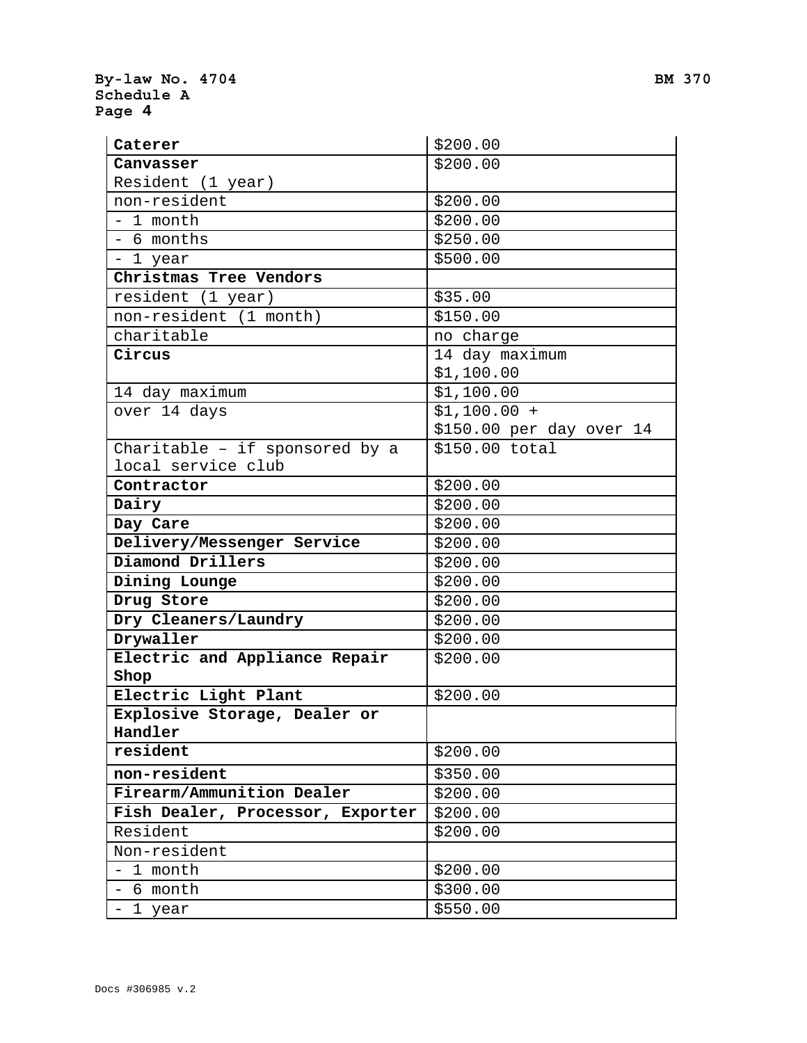**By-law No. 4704**
**Schedule A**
**Page 4**

**BM 370**

| | |
|---|---|
| **Caterer** | $200.00 |
| **Canvasser**<br>Resident (1 year) | $200.00 |
| non-resident | $200.00 |
| - 1 month | $200.00 |
| - 6 months | $250.00 |
| - 1 year | $500.00 |
| **Christmas Tree Vendors** | |
| resident (1 year) | $35.00 |
| non-resident (1 month) | $150.00 |
| charitable | no charge |
| **Circus** | 14 day maximum<br>$1,100.00 |
| 14 day maximum | $1,100.00 |
| over 14 days | $1,100.00 +<br>$150.00 per day over 14 |
| Charitable – if sponsored by a local service club | $150.00 total |
| **Contractor** | $200.00 |
| **Dairy** | $200.00 |
| **Day Care** | $200.00 |
| **Delivery/Messenger Service** | $200.00 |
| **Diamond Drillers** | $200.00 |
| **Dining Lounge** | $200.00 |
| **Drug Store** | $200.00 |
| **Dry Cleaners/Laundry** | $200.00 |
| **Drywaller** | $200.00 |
| **Electric and Appliance Repair Shop** | $200.00 |
| **Electric Light Plant** | $200.00 |
| **Explosive Storage, Dealer or Handler** | |
| **resident** | $200.00 |
| **non-resident** | $350.00 |
| **Firearm/Ammunition Dealer** | $200.00 |
| **Fish Dealer, Processor, Exporter** | $200.00 |
| Resident | $200.00 |
| Non-resident | |
| - 1 month | $200.00 |
| - 6 month | $300.00 |
| - 1 year | $550.00 |

Docs #306985 v.2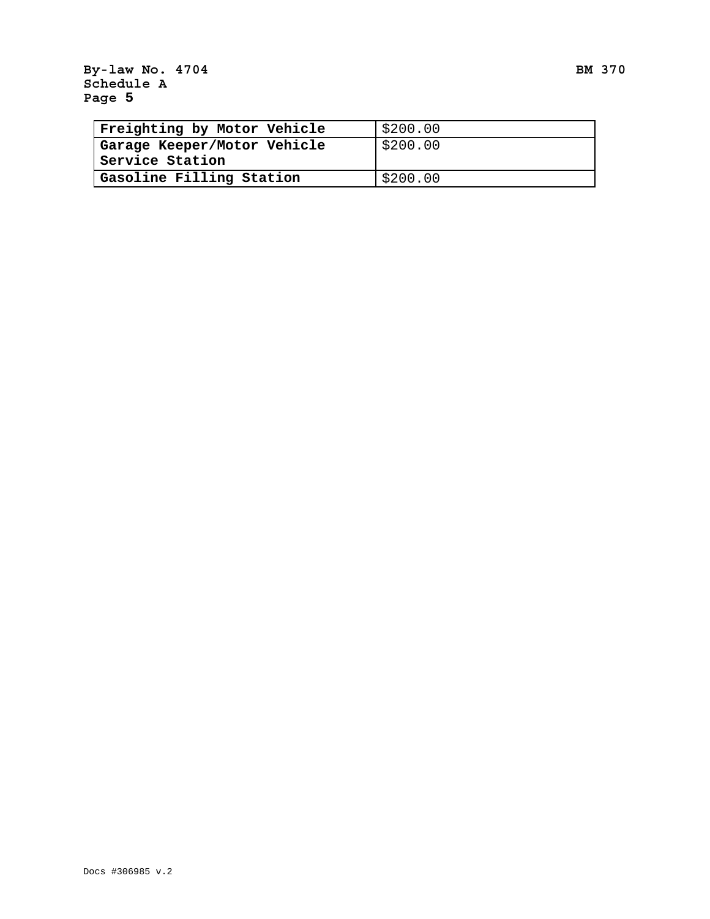| | |
|---|---|
| **Freighting by Motor Vehicle** | $200.00 |
| **Garage Keeper/Motor Vehicle Service Station** | $200.00 |
| **Gasoline Filling Station** | $200.00 |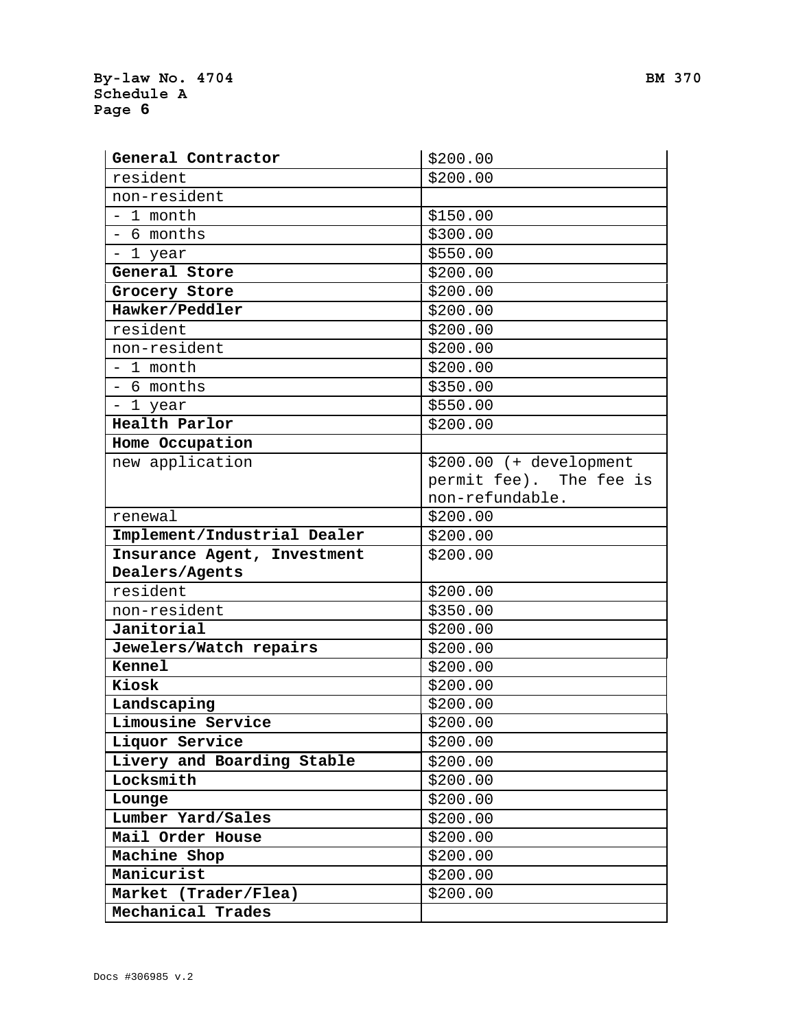| | |
|---|---|
| **General Contractor** | $200.00 |
| resident | $200.00 |
| non-resident | |
| - 1 month | $150.00 |
| - 6 months | $300.00 |
| - 1 year | $550.00 |
| **General Store** | $200.00 |
| **Grocery Store** | $200.00 |
| **Hawker/Peddler** | $200.00 |
| resident | $200.00 |
| non-resident | $200.00 |
| - 1 month | $200.00 |
| - 6 months | $350.00 |
| - 1 year | $550.00 |
| **Health Parlor** | $200.00 |
| **Home Occupation** | |
| new application | $200.00 (+ development permit fee). The fee is non-refundable. |
| renewal | $200.00 |
| **Implement/Industrial Dealer** | $200.00 |
| **Insurance Agent, Investment Dealers/Agents** | $200.00 |
| resident | $200.00 |
| non-resident | $350.00 |
| **Janitorial** | $200.00 |
| **Jewelers/Watch repairs** | $200.00 |
| **Kennel** | $200.00 |
| **Kiosk** | $200.00 |
| **Landscaping** | $200.00 |
| **Limousine Service** | $200.00 |
| **Liquor Service** | $200.00 |
| **Livery and Boarding Stable** | $200.00 |
| **Locksmith** | $200.00 |
| **Lounge** | $200.00 |
| **Lumber Yard/Sales** | $200.00 |
| **Mail Order House** | $200.00 |
| **Machine Shop** | $200.00 |
| **Manicurist** | $200.00 |
| **Market (Trader/Flea)** | $200.00 |
| **Mechanical Trades** | |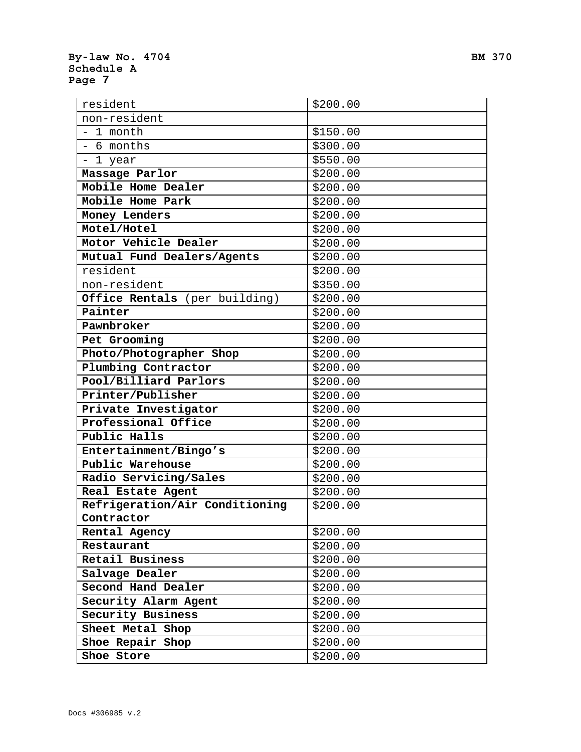| | |
|---|---|
| resident | $200.00 |
| non-resident | |
| - 1 month | $150.00 |
| - 6 months | $300.00 |
| - 1 year | $550.00 |
| **Massage Parlor** | $200.00 |
| **Mobile Home Dealer** | $200.00 |
| **Mobile Home Park** | $200.00 |
| **Money Lenders** | $200.00 |
| **Motel/Hotel** | $200.00 |
| **Motor Vehicle Dealer** | $200.00 |
| **Mutual Fund Dealers/Agents** | $200.00 |
| resident | $200.00 |
| non-resident | $350.00 |
| **Office Rentals** (per building) | $200.00 |
| **Painter** | $200.00 |
| **Pawnbroker** | $200.00 |
| **Pet Grooming** | $200.00 |
| **Photo/Photographer Shop** | $200.00 |
| **Plumbing Contractor** | $200.00 |
| **Pool/Billiard Parlors** | $200.00 |
| **Printer/Publisher** | $200.00 |
| **Private Investigator** | $200.00 |
| **Professional Office** | $200.00 |
| **Public Halls** | $200.00 |
| **Entertainment/Bingo's** | $200.00 |
| **Public Warehouse** | $200.00 |
| **Radio Servicing/Sales** | $200.00 |
| **Real Estate Agent** | $200.00 |
| **Refrigeration/Air Conditioning Contractor** | $200.00 |
| **Rental Agency** | $200.00 |
| **Restaurant** | $200.00 |
| **Retail Business** | $200.00 |
| **Salvage Dealer** | $200.00 |
| **Second Hand Dealer** | $200.00 |
| **Security Alarm Agent** | $200.00 |
| **Security Business** | $200.00 |
| **Sheet Metal Shop** | $200.00 |
| **Shoe Repair Shop** | $200.00 |
| **Shoe Store** | $200.00 |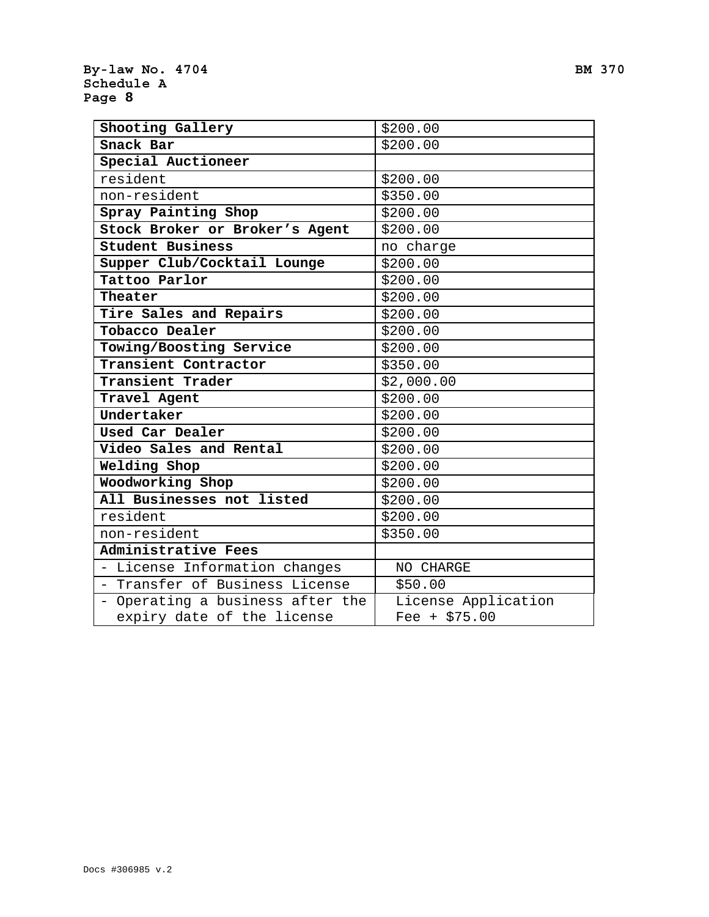| | |
|---|---|
| **Shooting Gallery** | $200.00 |
| **Snack Bar** | $200.00 |
| **Special Auctioneer** | |
| resident | $200.00 |
| non-resident | $350.00 |
| **Spray Painting Shop** | $200.00 |
| **Stock Broker or Broker's Agent** | $200.00 |
| **Student Business** | no charge |
| **Supper Club/Cocktail Lounge** | $200.00 |
| **Tattoo Parlor** | $200.00 |
| **Theater** | $200.00 |
| **Tire Sales and Repairs** | $200.00 |
| **Tobacco Dealer** | $200.00 |
| **Towing/Boosting Service** | $200.00 |
| **Transient Contractor** | $350.00 |
| **Transient Trader** | $2,000.00 |
| **Travel Agent** | $200.00 |
| **Undertaker** | $200.00 |
| **Used Car Dealer** | $200.00 |
| **Video Sales and Rental** | $200.00 |
| **Welding Shop** | $200.00 |
| **Woodworking Shop** | $200.00 |
| **All Businesses not listed** | $200.00 |
| resident | $200.00 |
| non-resident | $350.00 |
| **Administrative Fees** | |
| - License Information changes | NO CHARGE |
| - Transfer of Business License | $50.00 |
| - Operating a business after the expiry date of the license | License Application Fee + $75.00 |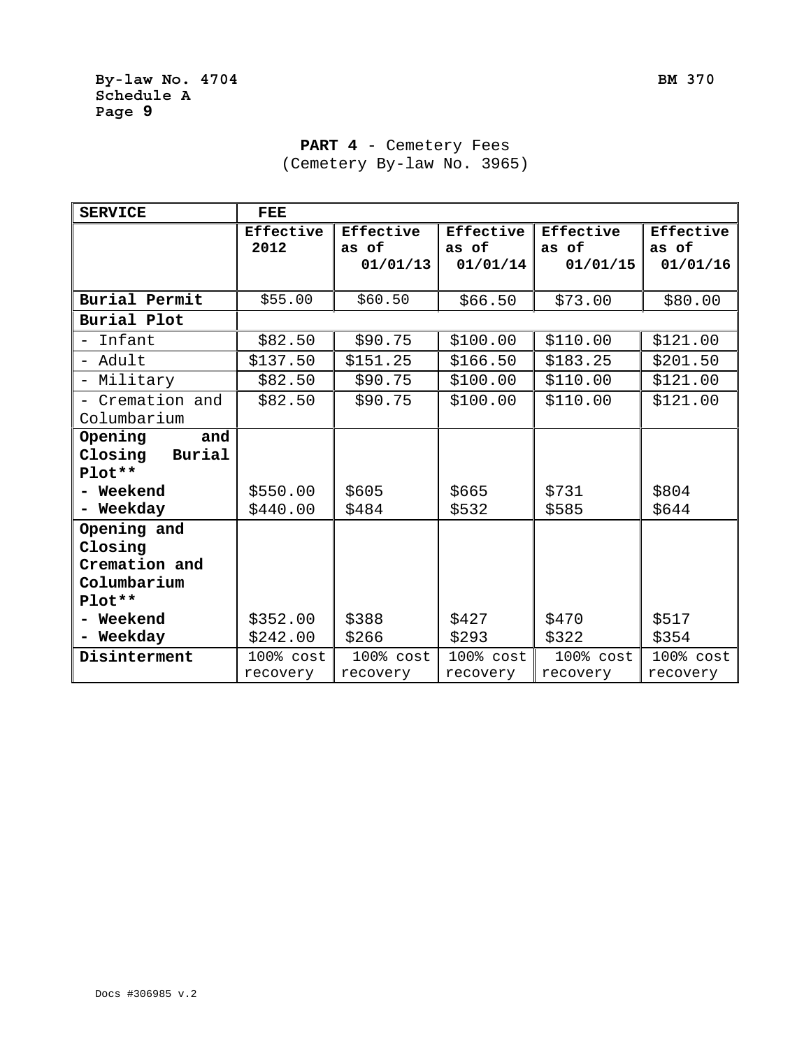**PART 4** - Cemetery Fees
(Cemetery By-law No. 3965)

| SERVICE | FEE | | | | |
|---|---|---|---|---|---|
| | **Effective 2012** | **Effective as of 01/01/13** | **Effective as of 01/01/14** | **Effective as of 01/01/15** | **Effective as of 01/01/16** |
| **Burial Permit** | $55.00 | $60.50 | $66.50 | $73.00 | $80.00 |
| **Burial Plot** | | | | | |
| - Infant | $82.50 | $90.75 | $100.00 | $110.00 | $121.00 |
| - Adult | $137.50 | $151.25 | $166.50 | $183.25 | $201.50 |
| - Military | $82.50 | $90.75 | $100.00 | $110.00 | $121.00 |
| - Cremation and Columbarium | $82.50 | $90.75 | $100.00 | $110.00 | $121.00 |
| **Opening and Closing Burial Plot**** | | | | | |
| **- Weekend** | $550.00 | $605 | $665 | $731 | $804 |
| **- Weekday** | $440.00 | $484 | $532 | $585 | $644 |
| **Opening and Closing Cremation and Columbarium Plot**** | | | | | |
| **- Weekend** | $352.00 | $388 | $427 | $470 | $517 |
| **- Weekday** | $242.00 | $266 | $293 | $322 | $354 |
| **Disinterment** | 100% cost recovery | 100% cost recovery | 100% cost recovery | 100% cost recovery | 100% cost recovery |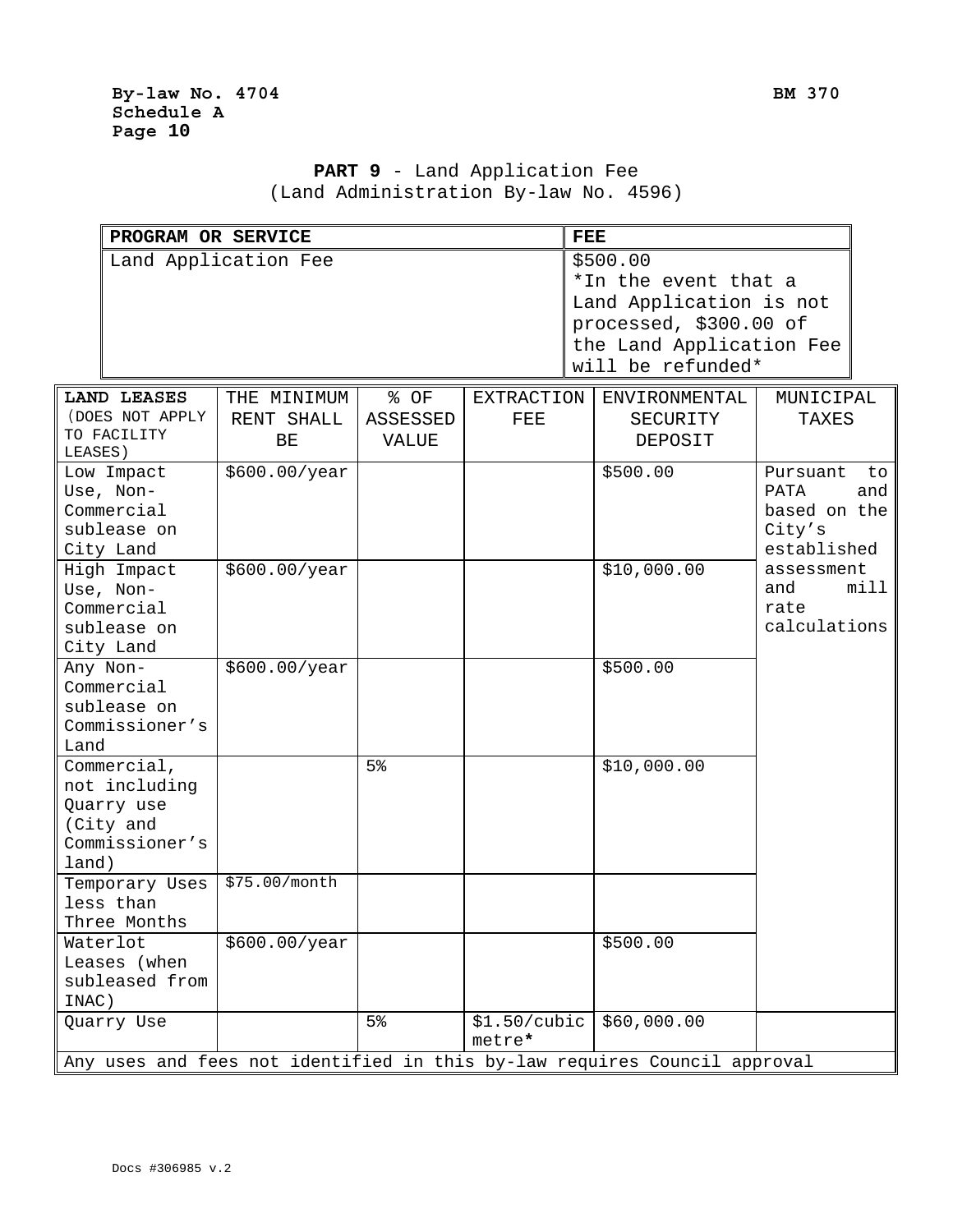By-law No. 4704 
Schedule A 
Page 10

**PART 9** - Land Application Fee
(Land Administration By-law No. 4596)

| PROGRAM OR SERVICE | FEE |
|---|---|
| Land Application Fee | $500.00<br>*In the event that a Land Application is not processed, $300.00 of the Land Application Fee will be refunded* |

| LAND LEASES (DOES NOT APPLY TO FACILITY LEASES) | THE MINIMUM RENT SHALL BE | % OF ASSESSED VALUE | EXTRACTION FEE | ENVIRONMENTAL SECURITY DEPOSIT | MUNICIPAL TAXES |
|---|---|---|---|---|---|
| Low Impact Use, Non-Commercial sublease on City Land | $600.00/year | | | $500.00 | Pursuant to PATA and based on the City's established assessment and mill rate calculations |
| High Impact Use, Non-Commercial sublease on City Land | $600.00/year | | | $10,000.00 | |
| Any Non-Commercial sublease on Commissioner's Land | $600.00/year | | | $500.00 | |
| Commercial, not including Quarry use (City and Commissioner's land) | | 5% | | $10,000.00 | |
| Temporary Uses less than Three Months | $75.00/month | | | | |
| Waterlot Leases (when subleased from INAC) | $600.00/year | | | $500.00 | |
| Quarry Use | | 5% | $1.50/cubic metre* | $60,000.00 | |
| Any uses and fees not identified in this by-law requires Council approval | | | | | |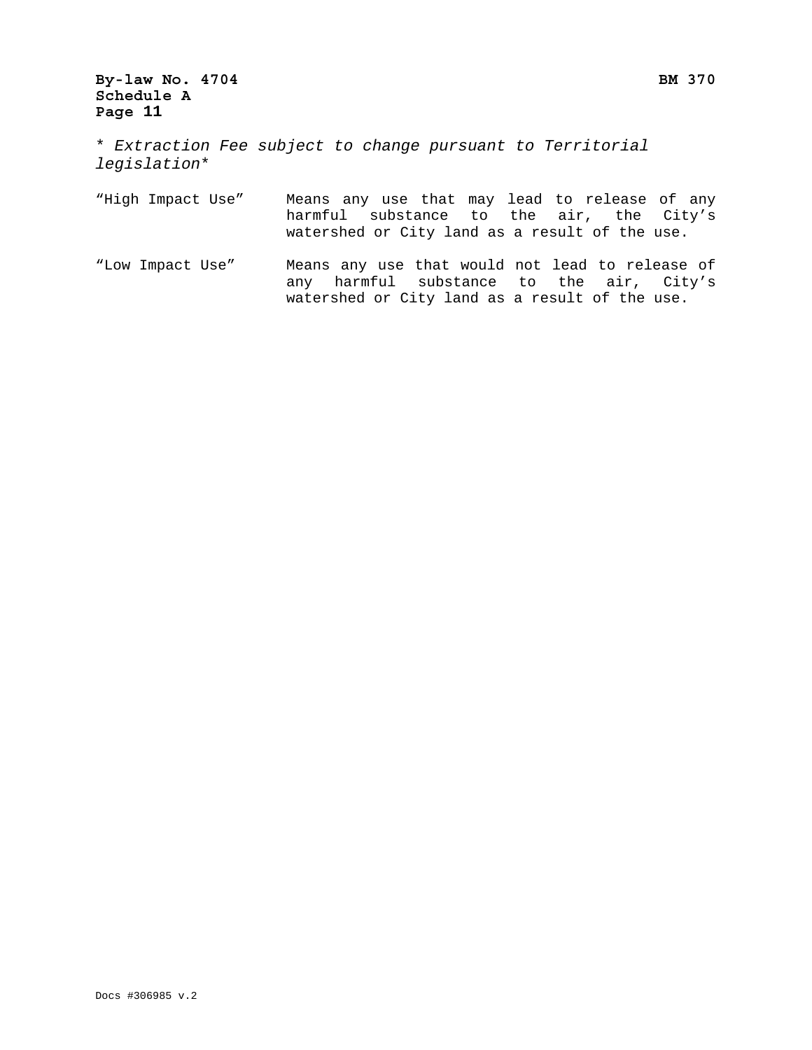*\* Extraction Fee subject to change pursuant to Territorial legislation\**

| | |
|---|---|
| “High Impact Use” | Means any use that may lead to release of any harmful substance to the air, the City’s watershed or City land as a result of the use. |
| “Low Impact Use” | Means any use that would not lead to release of any harmful substance to the air, City’s watershed or City land as a result of the use. |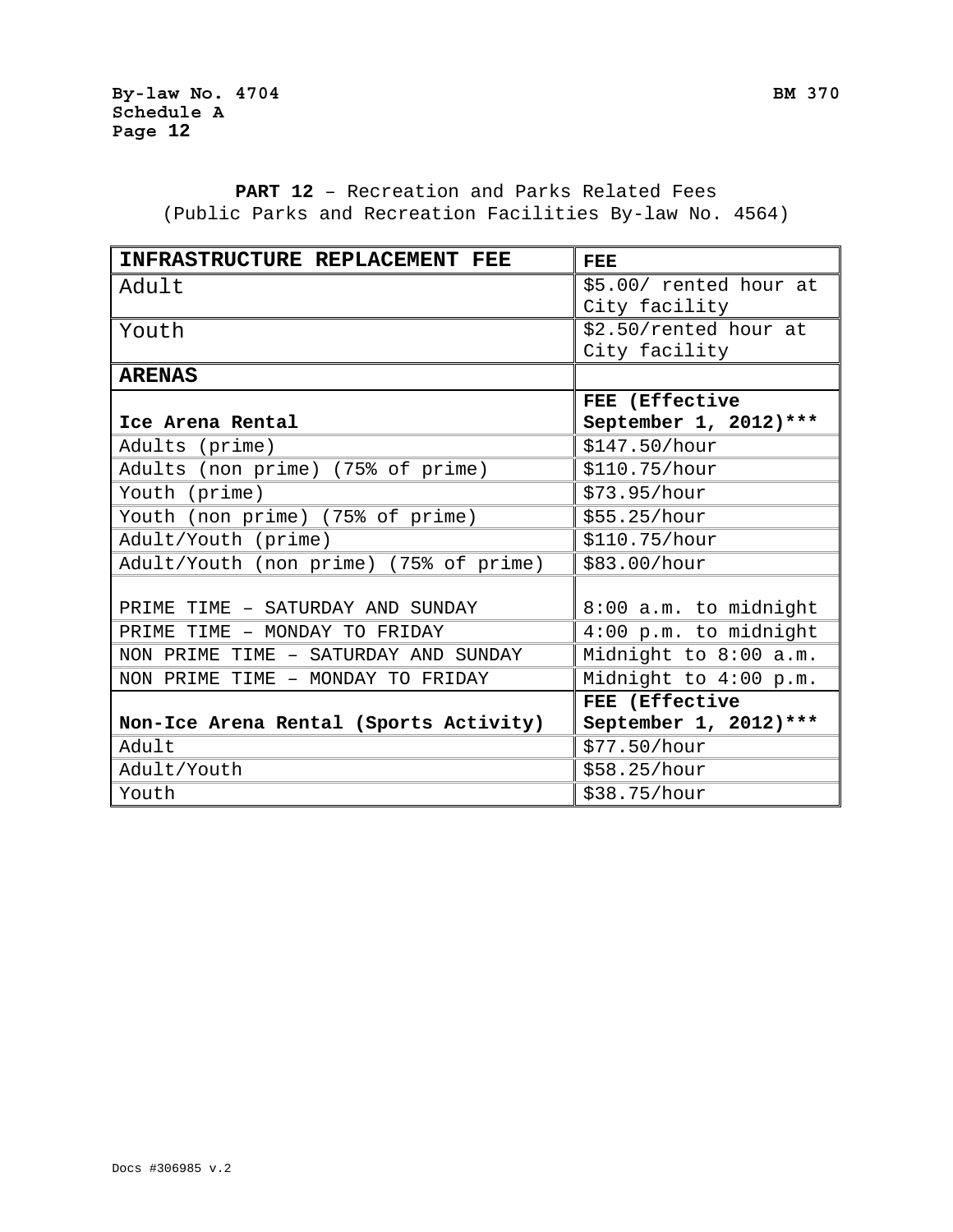**PART 12** – Recreation and Parks Related Fees
(Public Parks and Recreation Facilities By-law No. 4564)

| **INFRASTRUCTURE REPLACEMENT FEE** | **FEE** |
|---|---|
| Adult | $5.00/ rented hour at City facility |
| Youth | $2.50/rented hour at City facility |
| **ARENAS** | |
| **Ice Arena Rental** | **FEE (Effective September 1, 2012)*** ** |
| Adults (prime) | $147.50/hour |
| Adults (non prime) (75% of prime) | $110.75/hour |
| Youth (prime) | $73.95/hour |
| Youth (non prime) (75% of prime) | $55.25/hour |
| Adult/Youth (prime) | $110.75/hour |
| Adult/Youth (non prime) (75% of prime) | $83.00/hour |
| PRIME TIME – SATURDAY AND SUNDAY | 8:00 a.m. to midnight |
| PRIME TIME – MONDAY TO FRIDAY | 4:00 p.m. to midnight |
| NON PRIME TIME – SATURDAY AND SUNDAY | Midnight to 8:00 a.m. |
| NON PRIME TIME – MONDAY TO FRIDAY | Midnight to 4:00 p.m. |
| **Non-Ice Arena Rental (Sports Activity)** | **FEE (Effective September 1, 2012)*** ** |
| Adult | $77.50/hour |
| Adult/Youth | $58.25/hour |
| Youth | $38.75/hour |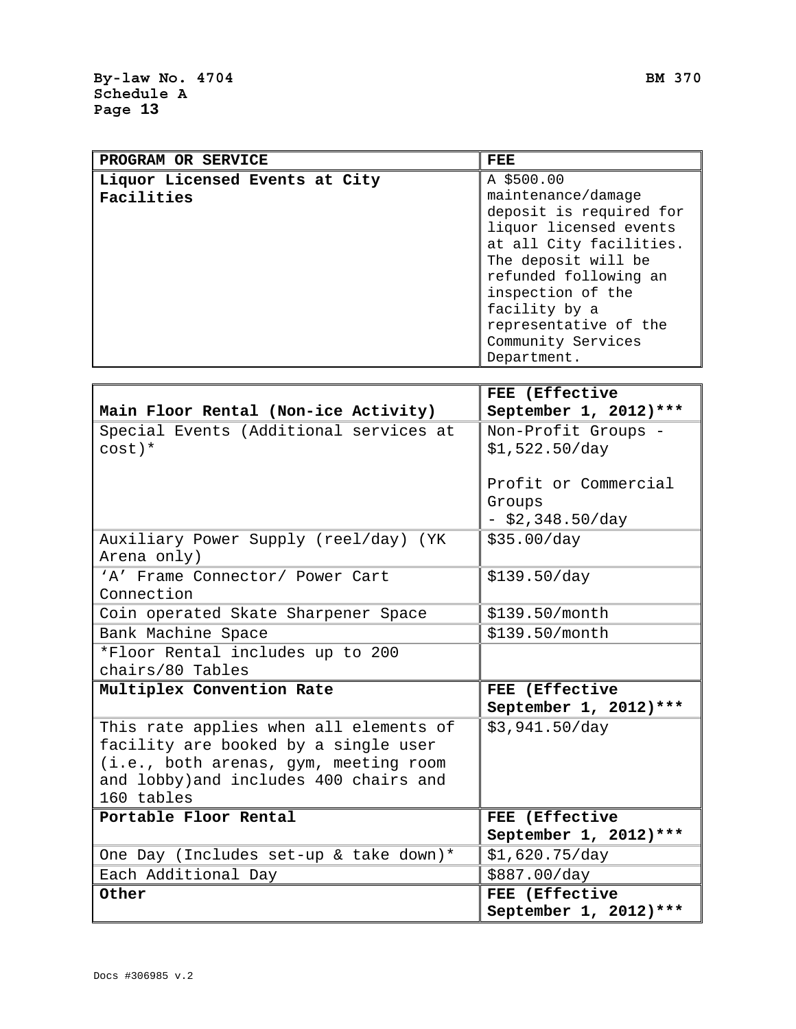| PROGRAM OR SERVICE | FEE |
| --- | --- |
| **Liquor Licensed Events at City Facilities** | A $500.00 maintenance/damage deposit is required for liquor licensed events at all City facilities. The deposit will be refunded following an inspection of the facility by a representative of the Community Services Department. |

| **Main Floor Rental (Non-ice Activity)** | **FEE (Effective September 1, 2012)*** ** |
| --- | --- |
| Special Events (Additional services at cost)* | Non-Profit Groups - $1,522.50/day<br><br>Profit or Commercial Groups - $2,348.50/day |
| Auxiliary Power Supply (reel/day) (YK Arena only) | $35.00/day |
| 'A' Frame Connector/ Power Cart Connection | $139.50/day |
| Coin operated Skate Sharpener Space | $139.50/month |
| Bank Machine Space | $139.50/month |
| *Floor Rental includes up to 200 chairs/80 Tables | |
| **Multiplex Convention Rate** | **FEE (Effective September 1, 2012)*** ** |
| This rate applies when all elements of facility are booked by a single user (i.e., both arenas, gym, meeting room and lobby)and includes 400 chairs and 160 tables | $3,941.50/day |
| **Portable Floor Rental** | **FEE (Effective September 1, 2012)*** ** |
| One Day (Includes set-up & take down)* | $1,620.75/day |
| Each Additional Day | $887.00/day |
| **Other** | **FEE (Effective September 1, 2012)*** ** |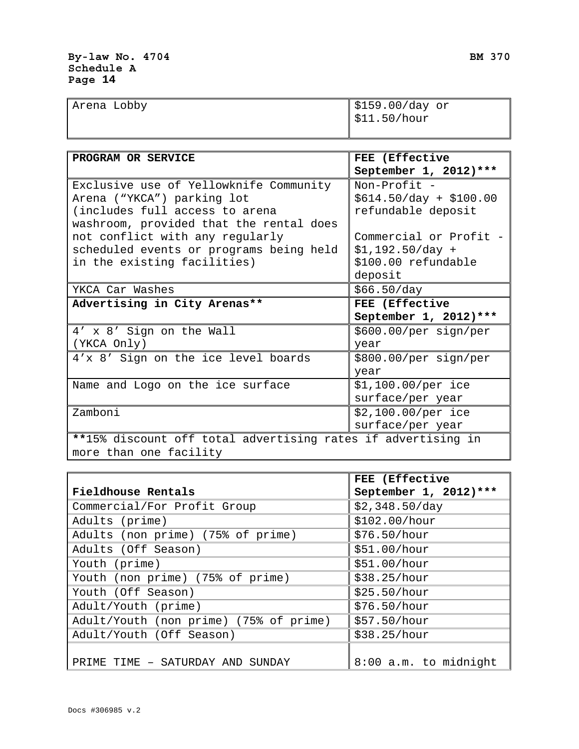| | |
|---|---|
| Arena Lobby | $159.00/day or $11.50/hour |

| PROGRAM OR SERVICE | FEE (Effective September 1, 2012)*** |
|---|---|
| Exclusive use of Yellowknife Community Arena (“YKCA”) parking lot (includes full access to arena washroom, provided that the rental does not conflict with any regularly scheduled events or programs being held in the existing facilities) | Non-Profit - $614.50/day + $100.00 refundable deposit<br><br>Commercial or Profit - $1,192.50/day + $100.00 refundable deposit |
| YKCA Car Washes | $66.50/day |
| **Advertising in City Arenas**** | **FEE (Effective September 1, 2012)***** |
| 4’ x 8’ Sign on the Wall (YKCA Only) | $600.00/per sign/per year |
| 4’x 8’ Sign on the ice level boards | $800.00/per sign/per year |
| Name and Logo on the ice surface | $1,100.00/per ice surface/per year |
| Zamboni | $2,100.00/per ice surface/per year |
| **15% discount off total advertising rates if advertising in more than one facility | |

| Fieldhouse Rentals | FEE (Effective September 1, 2012)*** |
|---|---|
| Commercial/For Profit Group | $2,348.50/day |
| Adults (prime) | $102.00/hour |
| Adults (non prime) (75% of prime) | $76.50/hour |
| Adults (Off Season) | $51.00/hour |
| Youth (prime) | $51.00/hour |
| Youth (non prime) (75% of prime) | $38.25/hour |
| Youth (Off Season) | $25.50/hour |
| Adult/Youth (prime) | $76.50/hour |
| Adult/Youth (non prime) (75% of prime) | $57.50/hour |
| Adult/Youth (Off Season) | $38.25/hour |
| PRIME TIME – SATURDAY AND SUNDAY | 8:00 a.m. to midnight |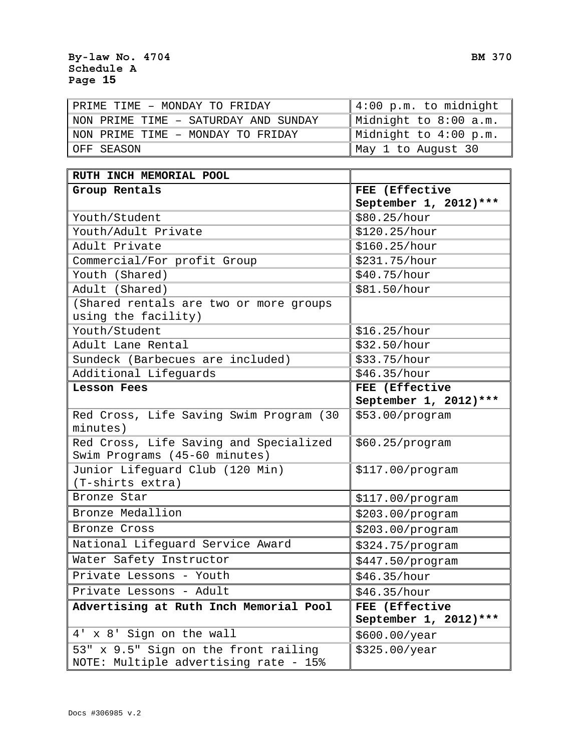| | |
|---|---|
| PRIME TIME – MONDAY TO FRIDAY | 4:00 p.m. to midnight |
| NON PRIME TIME – SATURDAY AND SUNDAY | Midnight to 8:00 a.m. |
| NON PRIME TIME – MONDAY TO FRIDAY | Midnight to 4:00 p.m. |
| OFF SEASON | May 1 to August 30 |

| **RUTH INCH MEMORIAL POOL** | |
|---|---|
| **Group Rentals** | **FEE (Effective September 1, 2012)*** ** |
| Youth/Student | $80.25/hour |
| Youth/Adult Private | $120.25/hour |
| Adult Private | $160.25/hour |
| Commercial/For profit Group | $231.75/hour |
| Youth (Shared) | $40.75/hour |
| Adult (Shared) | $81.50/hour |
| (Shared rentals are two or more groups using the facility) | |
| Youth/Student | $16.25/hour |
| Adult Lane Rental | $32.50/hour |
| Sundeck (Barbecues are included) | $33.75/hour |
| Additional Lifeguards | $46.35/hour |
| **Lesson Fees** | **FEE (Effective September 1, 2012)*** ** |
| Red Cross, Life Saving Swim Program (30 minutes) | $53.00/program |
| Red Cross, Life Saving and Specialized Swim Programs (45-60 minutes) | $60.25/program |
| Junior Lifeguard Club (120 Min) (T-shirts extra) | $117.00/program |
| Bronze Star | $117.00/program |
| Bronze Medallion | $203.00/program |
| Bronze Cross | $203.00/program |
| National Lifeguard Service Award | $324.75/program |
| Water Safety Instructor | $447.50/program |
| Private Lessons - Youth | $46.35/hour |
| Private Lessons - Adult | $46.35/hour |
| **Advertising at Ruth Inch Memorial Pool** | **FEE (Effective September 1, 2012)*** ** |
| 4' x 8' Sign on the wall | $600.00/year |
| 53" x 9.5" Sign on the front railing NOTE: Multiple advertising rate - 15% | $325.00/year |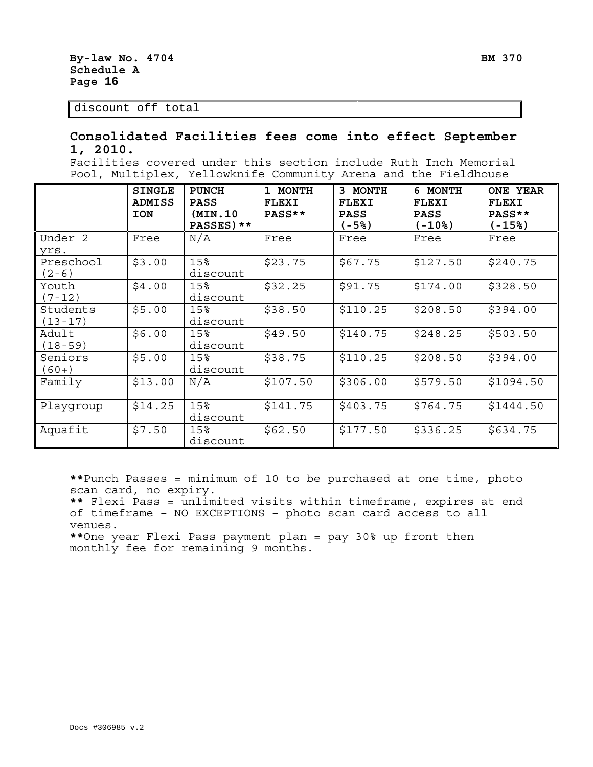| discount off total | |
|---|---|

## Consolidated Facilities fees come into effect September 1, 2010.

Facilities covered under this section include Ruth Inch Memorial Pool, Multiplex, Yellowknife Community Arena and the Fieldhouse

| | SINGLE ADMISSION | PUNCH PASS (MIN.10 PASSES)** | 1 MONTH FLEXI PASS** | 3 MONTH FLEXI PASS (-5%) | 6 MONTH FLEXI PASS (-10%) | ONE YEAR FLEXI PASS** (-15%) |
|---|---|---|---|---|---|---|
| Under 2 yrs. | Free | N/A | Free | Free | Free | Free |
| Preschool (2-6) | $3.00 | 15% discount | $23.75 | $67.75 | $127.50 | $240.75 |
| Youth (7-12) | $4.00 | 15% discount | $32.25 | $91.75 | $174.00 | $328.50 |
| Students (13-17) | $5.00 | 15% discount | $38.50 | $110.25 | $208.50 | $394.00 |
| Adult (18-59) | $6.00 | 15% discount | $49.50 | $140.75 | $248.25 | $503.50 |
| Seniors (60+) | $5.00 | 15% discount | $38.75 | $110.25 | $208.50 | $394.00 |
| Family | $13.00 | N/A | $107.50 | $306.00 | $579.50 | $1094.50 |
| Playgroup | $14.25 | 15% discount | $141.75 | $403.75 | $764.75 | $1444.50 |
| Aquafit | $7.50 | 15% discount | $62.50 | $177.50 | $336.25 | $634.75 |

**Punch Passes = minimum of 10 to be purchased at one time, photo scan card, no expiry.
** Flexi Pass = unlimited visits within timeframe, expires at end of timeframe – NO EXCEPTIONS – photo scan card access to all venues.
**One year Flexi Pass payment plan = pay 30% up front then monthly fee for remaining 9 months.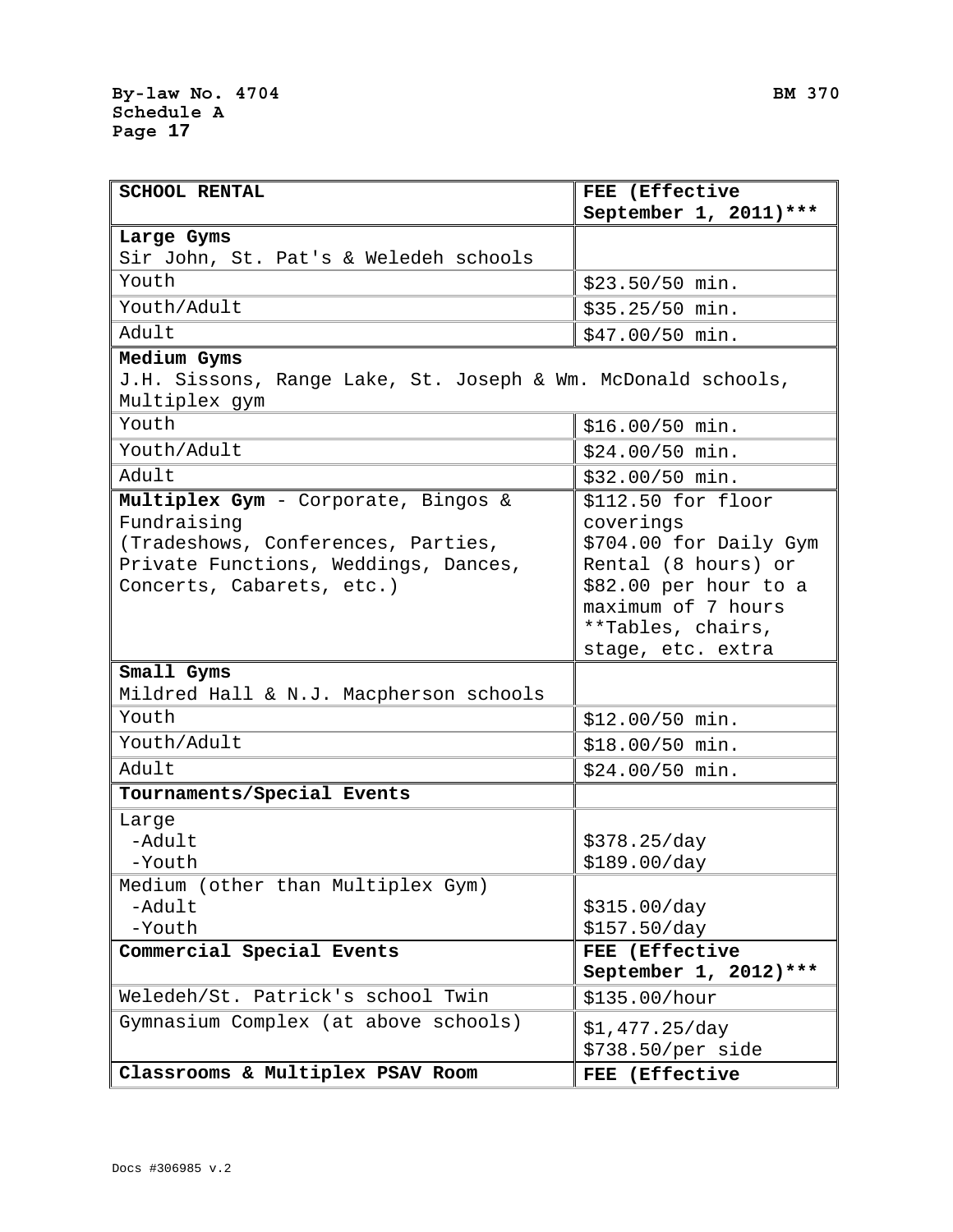| **SCHOOL RENTAL** | **FEE (Effective September 1, 2011)*** ** |
|---|---|
| **Large Gyms** Sir John, St. Pat's & Weledeh schools | |
| Youth | $23.50/50 min. |
| Youth/Adult | $35.25/50 min. |
| Adult | $47.00/50 min. |
| **Medium Gyms** J.H. Sissons, Range Lake, St. Joseph & Wm. McDonald schools, Multiplex gym | |
| Youth | $16.00/50 min. |
| Youth/Adult | $24.00/50 min. |
| Adult | $32.00/50 min. |
| **Multiplex Gym** - Corporate, Bingos & Fundraising (Tradeshows, Conferences, Parties, Private Functions, Weddings, Dances, Concerts, Cabarets, etc.) | $112.50 for floor coverings $704.00 for Daily Gym Rental (8 hours) or $82.00 per hour to a maximum of 7 hours **Tables, chairs, stage, etc. extra |
| **Small Gyms** Mildred Hall & N.J. Macpherson schools | |
| Youth | $12.00/50 min. |
| Youth/Adult | $18.00/50 min. |
| Adult | $24.00/50 min. |
| **Tournaments/Special Events** | |
| Large -Adult -Youth | $378.25/day $189.00/day |
| Medium (other than Multiplex Gym) -Adult -Youth | $315.00/day $157.50/day |
| **Commercial Special Events** | **FEE (Effective September 1, 2012)*** ** |
| Weledeh/St. Patrick's school Twin | $135.00/hour |
| Gymnasium Complex (at above schools) | $1,477.25/day $738.50/per side |
| **Classrooms & Multiplex PSAV Room** | **FEE (Effective** |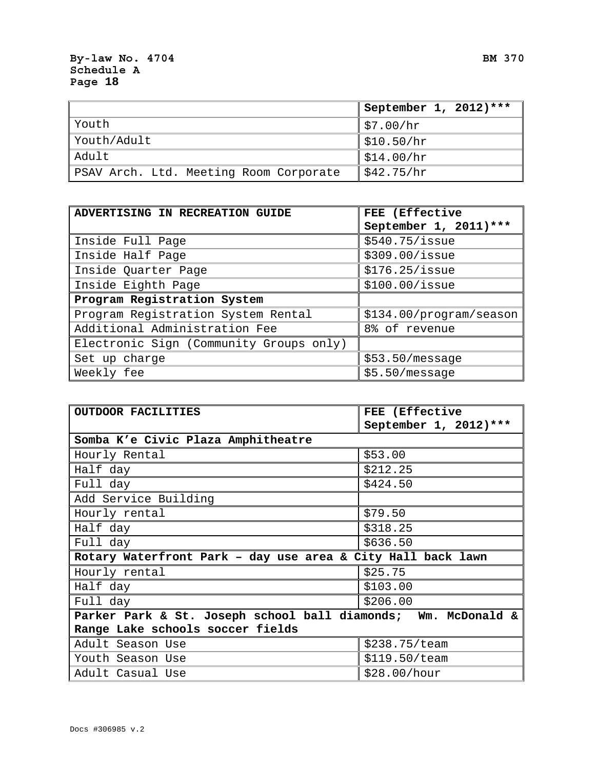| | September 1, 2012)*** |
|---|---|
| Youth | $7.00/hr |
| Youth/Adult | $10.50/hr |
| Adult | $14.00/hr |
| PSAV Arch. Ltd. Meeting Room Corporate | $42.75/hr |

| ADVERTISING IN RECREATION GUIDE | FEE (Effective September 1, 2011)*** |
|---|---|
| Inside Full Page | $540.75/issue |
| Inside Half Page | $309.00/issue |
| Inside Quarter Page | $176.25/issue |
| Inside Eighth Page | $100.00/issue |
| **Program Registration System** | |
| Program Registration System Rental | $134.00/program/season |
| Additional Administration Fee | 8% of revenue |
| Electronic Sign (Community Groups only) | |
| Set up charge | $53.50/message |
| Weekly fee | $5.50/message |

| OUTDOOR FACILITIES | FEE (Effective September 1, 2012)*** |
|---|---|
| **Somba K'e Civic Plaza Amphitheatre** | |
| Hourly Rental | $53.00 |
| Half day | $212.25 |
| Full day | $424.50 |
| Add Service Building | |
| Hourly rental | $79.50 |
| Half day | $318.25 |
| Full day | $636.50 |
| **Rotary Waterfront Park – day use area & City Hall back lawn** | |
| Hourly rental | $25.75 |
| Half day | $103.00 |
| Full day | $206.00 |
| **Parker Park & St. Joseph school ball diamonds; Wm. McDonald & Range Lake schools soccer fields** | |
| Adult Season Use | $238.75/team |
| Youth Season Use | $119.50/team |
| Adult Casual Use | $28.00/hour |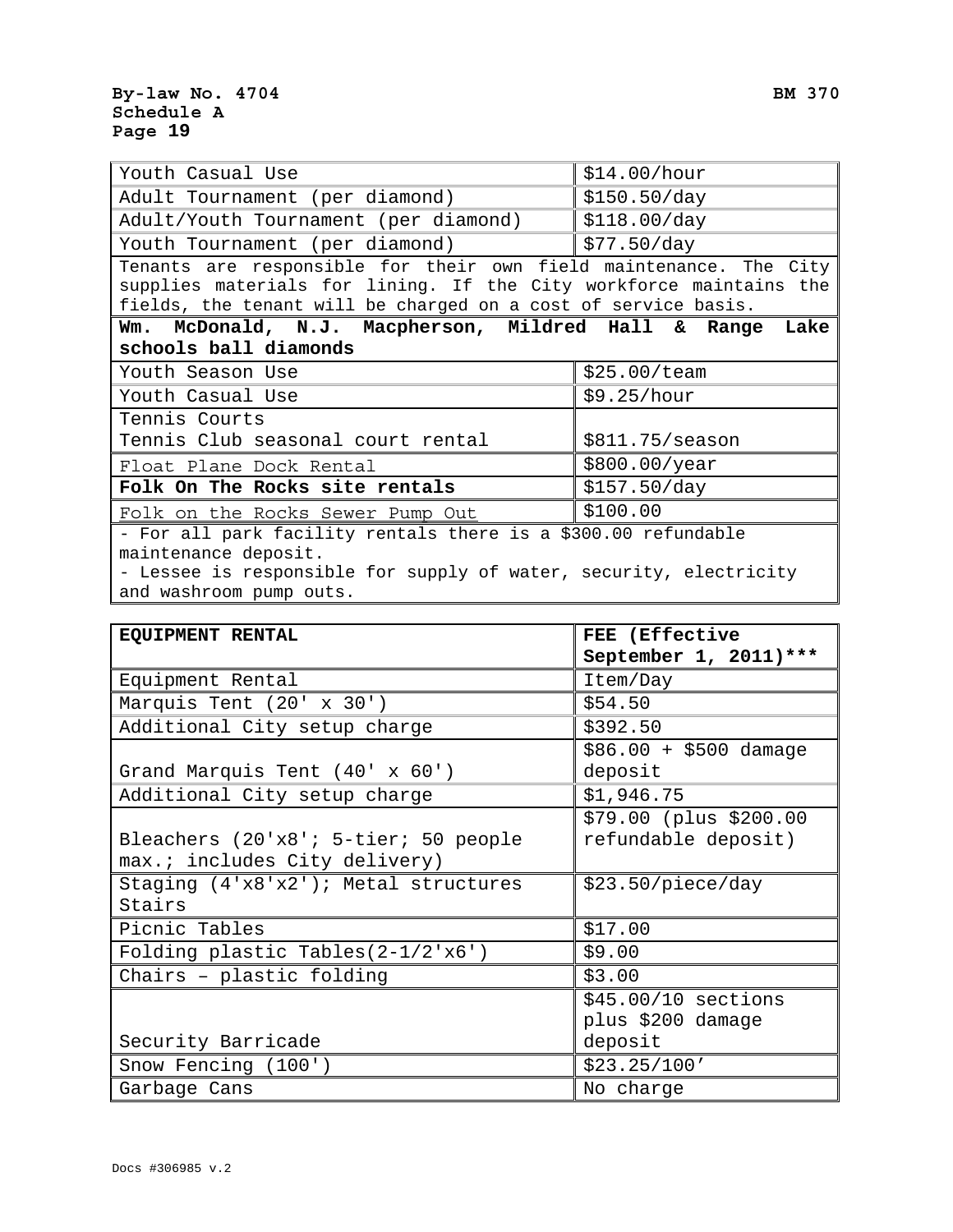| | |
|---|---|
| Youth Casual Use | $14.00/hour |
| Adult Tournament (per diamond) | $150.50/day |
| Adult/Youth Tournament (per diamond) | $118.00/day |
| Youth Tournament (per diamond) | $77.50/day |
| Tenants are responsible for their own field maintenance. The City supplies materials for lining. If the City workforce maintains the fields, the tenant will be charged on a cost of service basis. | |
| **Wm. McDonald, N.J. Macpherson, Mildred Hall & Range Lake schools ball diamonds** | |
| Youth Season Use | $25.00/team |
| Youth Casual Use | $9.25/hour |
| Tennis Courts<br>Tennis Club seasonal court rental | $811.75/season |
| Float Plane Dock Rental | $800.00/year |
| **Folk On The Rocks site rentals** | $157.50/day |
| Folk on the Rocks Sewer Pump Out | $100.00 |
| - For all park facility rentals there is a $300.00 refundable maintenance deposit.<br>- Lessee is responsible for supply of water, security, electricity and washroom pump outs. | |

| **EQUIPMENT RENTAL** | **FEE (Effective September 1, 2011)*** ** |
|---|---|
| Equipment Rental | Item/Day |
| Marquis Tent (20' x 30') | $54.50 |
| Additional City setup charge | $392.50 |
| Grand Marquis Tent (40' x 60') | $86.00 + $500 damage deposit |
| Additional City setup charge | $1,946.75 |
| Bleachers (20'x8'; 5-tier; 50 people max.; includes City delivery) | $79.00 (plus $200.00 refundable deposit) |
| Staging (4'x8'x2'); Metal structures Stairs | $23.50/piece/day |
| Picnic Tables | $17.00 |
| Folding plastic Tables(2-1/2'x6') | $9.00 |
| Chairs – plastic folding | $3.00 |
| Security Barricade | $45.00/10 sections plus $200 damage deposit |
| Snow Fencing (100') | $23.25/100’ |
| Garbage Cans | No charge |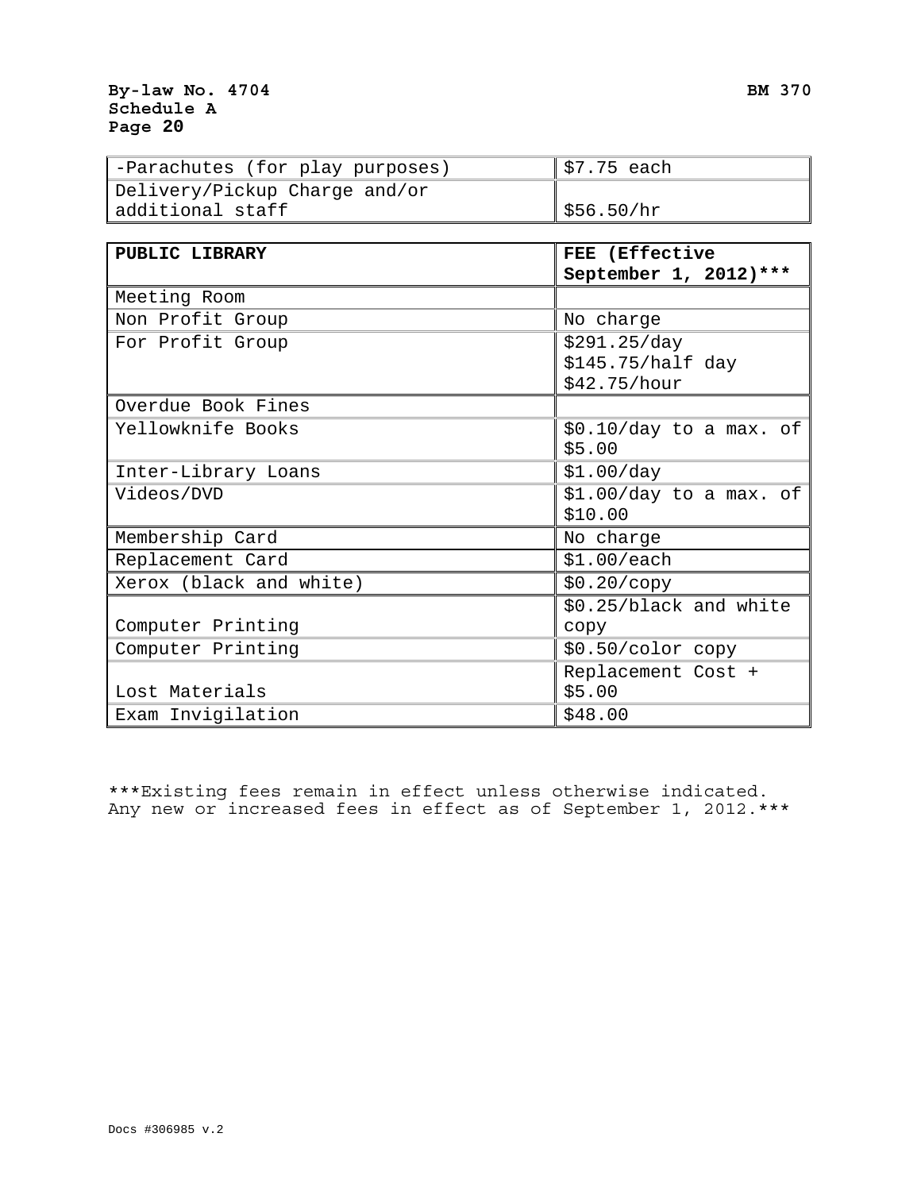| | |
|---|---|
| -Parachutes (for play purposes) | $7.75 each |
| Delivery/Pickup Charge and/or additional staff | $56.50/hr |

| PUBLIC LIBRARY | FEE (Effective September 1, 2012)*** |
|---|---|
| Meeting Room | |
| Non Profit Group | No charge |
| For Profit Group | $291.25/day<br>$145.75/half day<br>$42.75/hour |
| Overdue Book Fines | |
| Yellowknife Books | $0.10/day to a max. of $5.00 |
| Inter-Library Loans | $1.00/day |
| Videos/DVD | $1.00/day to a max. of $10.00 |
| Membership Card | No charge |
| Replacement Card | $1.00/each |
| Xerox (black and white) | $0.20/copy |
| Computer Printing | $0.25/black and white copy |
| Computer Printing | $0.50/color copy |
| Lost Materials | Replacement Cost + $5.00 |
| Exam Invigilation | $48.00 |

***Existing fees remain in effect unless otherwise indicated. Any new or increased fees in effect as of September 1, 2012.***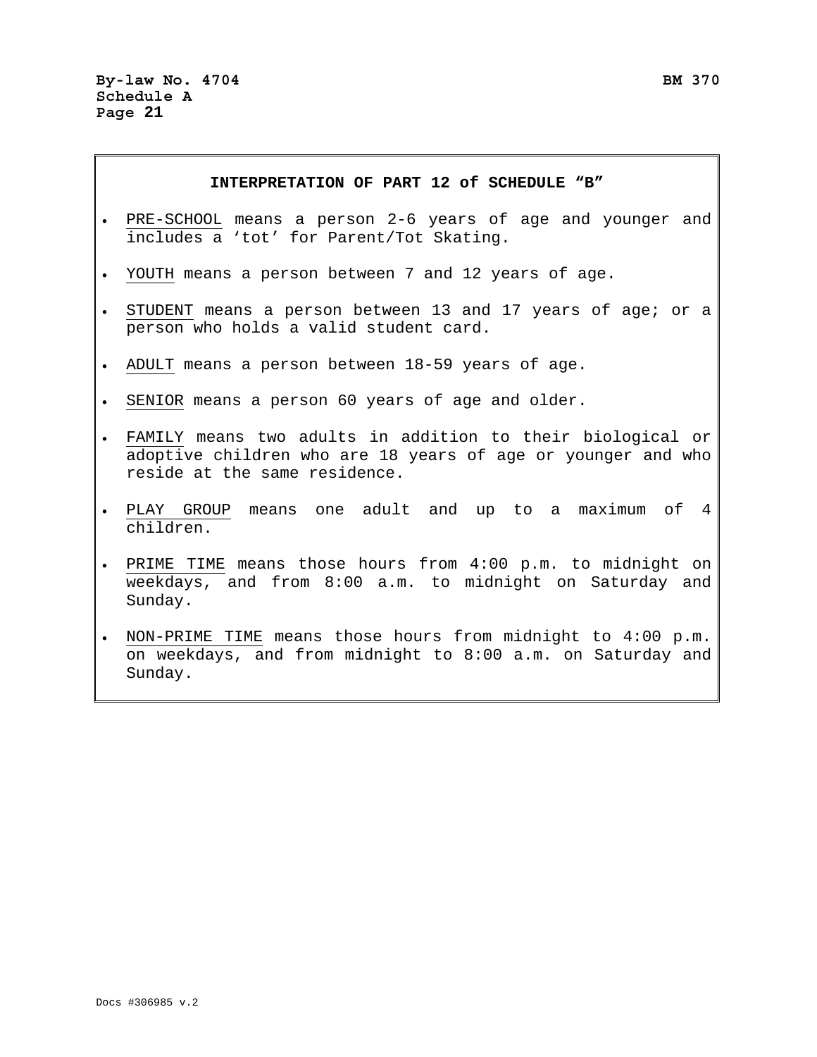## INTERPRETATION OF PART 12 of SCHEDULE "B"

- PRE-SCHOOL means a person 2-6 years of age and younger and includes a 'tot' for Parent/Tot Skating.
- YOUTH means a person between 7 and 12 years of age.
- STUDENT means a person between 13 and 17 years of age; or a person who holds a valid student card.
- ADULT means a person between 18-59 years of age.
- SENIOR means a person 60 years of age and older.
- FAMILY means two adults in addition to their biological or adoptive children who are 18 years of age or younger and who reside at the same residence.
- PLAY GROUP means one adult and up to a maximum of 4 children.
- PRIME TIME means those hours from 4:00 p.m. to midnight on weekdays, and from 8:00 a.m. to midnight on Saturday and Sunday.
- NON-PRIME TIME means those hours from midnight to 4:00 p.m. on weekdays, and from midnight to 8:00 a.m. on Saturday and Sunday.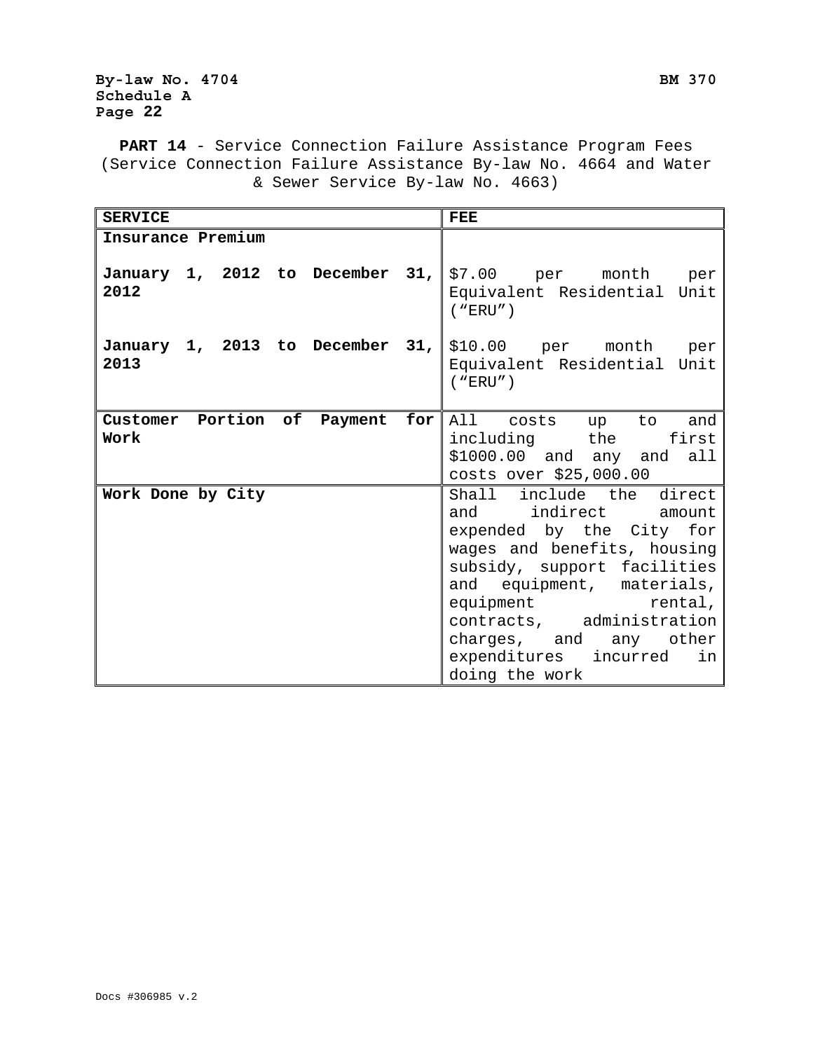**PART 14** - Service Connection Failure Assistance Program Fees (Service Connection Failure Assistance By-law No. 4664 and Water & Sewer Service By-law No. 4663)

| SERVICE | FEE |
|---|---|
| **Insurance Premium** | |
| **January 1, 2012 to December 31, 2012** | $7.00 per month per Equivalent Residential Unit ("ERU") |
| **January 1, 2013 to December 31, 2013** | $10.00 per month per Equivalent Residential Unit ("ERU") |
| **Customer Portion of Payment for Work** | All costs up to and including the first $1000.00 and any and all costs over $25,000.00 |
| **Work Done by City** | Shall include the direct and indirect amount expended by the City for wages and benefits, housing subsidy, support facilities and equipment, materials, equipment rental, contracts, administration charges, and any other expenditures incurred in doing the work |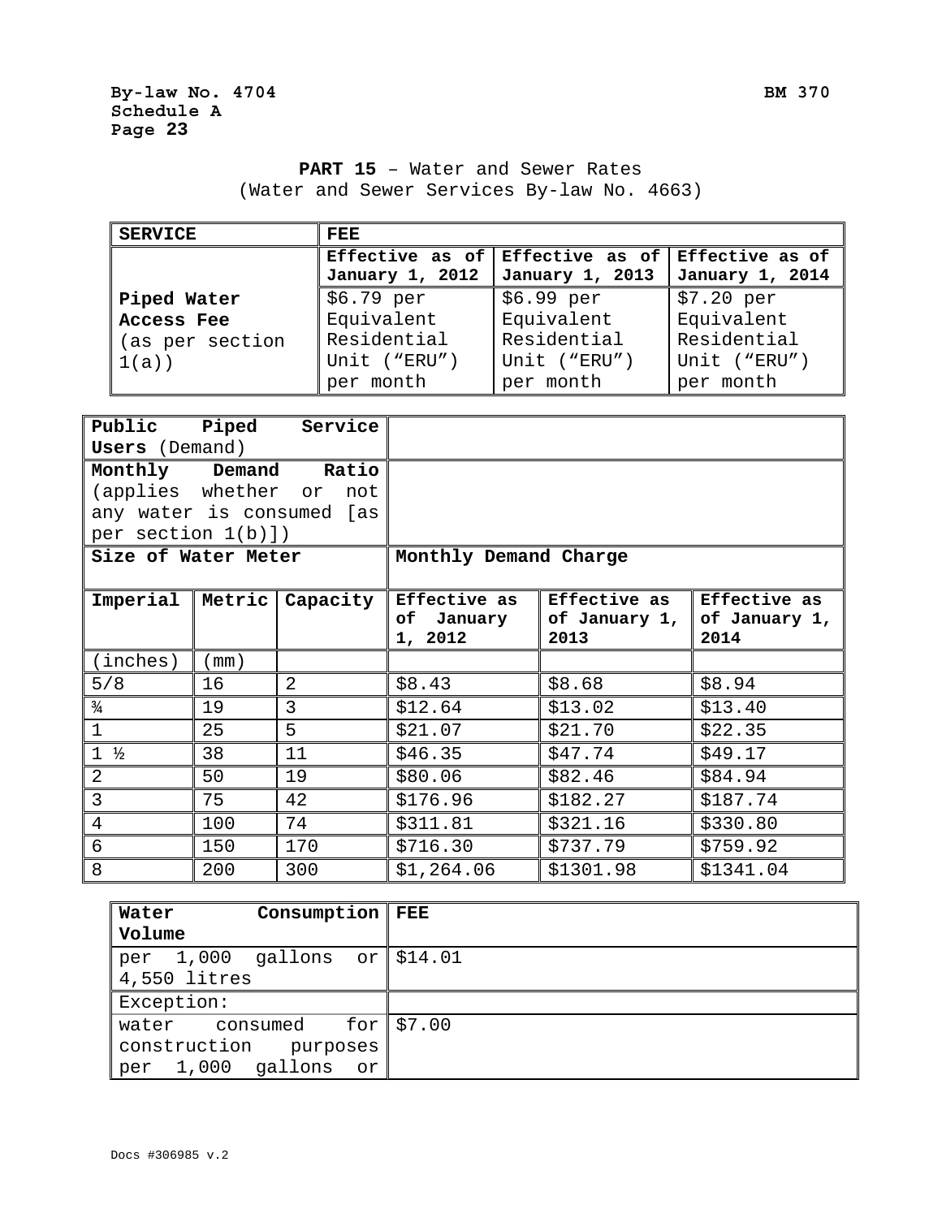**PART 15** – Water and Sewer Rates
(Water and Sewer Services By-law No. 4663)

| **SERVICE** | **FEE** | | |
|---|---|---|---|
| | **Effective as of January 1, 2012** | **Effective as of January 1, 2013** | **Effective as of January 1, 2014** |
| **Piped Water Access Fee** (as per section 1(a)) | $6.79 per Equivalent Residential Unit ("ERU") per month | $6.99 per Equivalent Residential Unit ("ERU") per month | $7.20 per Equivalent Residential Unit ("ERU") per month |

| **Public Piped Service Users** (Demand) | | | | | |
|---|---|---|---|---|---|
| **Monthly Demand Ratio** (applies whether or not any water is consumed [as per section 1(b)]) | | | | | |
| **Size of Water Meter** | | | **Monthly Demand Charge** | | |
| **Imperial** | **Metric** | **Capacity** | **Effective as of January 1, 2012** | **Effective as of January 1, 2013** | **Effective as of January 1, 2014** |
| (inches) | (mm) | | | | |
| 5/8 | 16 | 2 | $8.43 | $8.68 | $8.94 |
| ¾ | 19 | 3 | $12.64 | $13.02 | $13.40 |
| 1 | 25 | 5 | $21.07 | $21.70 | $22.35 |
| 1 ½ | 38 | 11 | $46.35 | $47.74 | $49.17 |
| 2 | 50 | 19 | $80.06 | $82.46 | $84.94 |
| 3 | 75 | 42 | $176.96 | $182.27 | $187.74 |
| 4 | 100 | 74 | $311.81 | $321.16 | $330.80 |
| 6 | 150 | 170 | $716.30 | $737.79 | $759.92 |
| 8 | 200 | 300 | $1,264.06 | $1301.98 | $1341.04 |

| **Water Consumption Volume** | **FEE** |
|---|---|
| per 1,000 gallons or 4,550 litres | $14.01 |
| Exception: | |
| water consumed for construction purposes per 1,000 gallons or | $7.00 |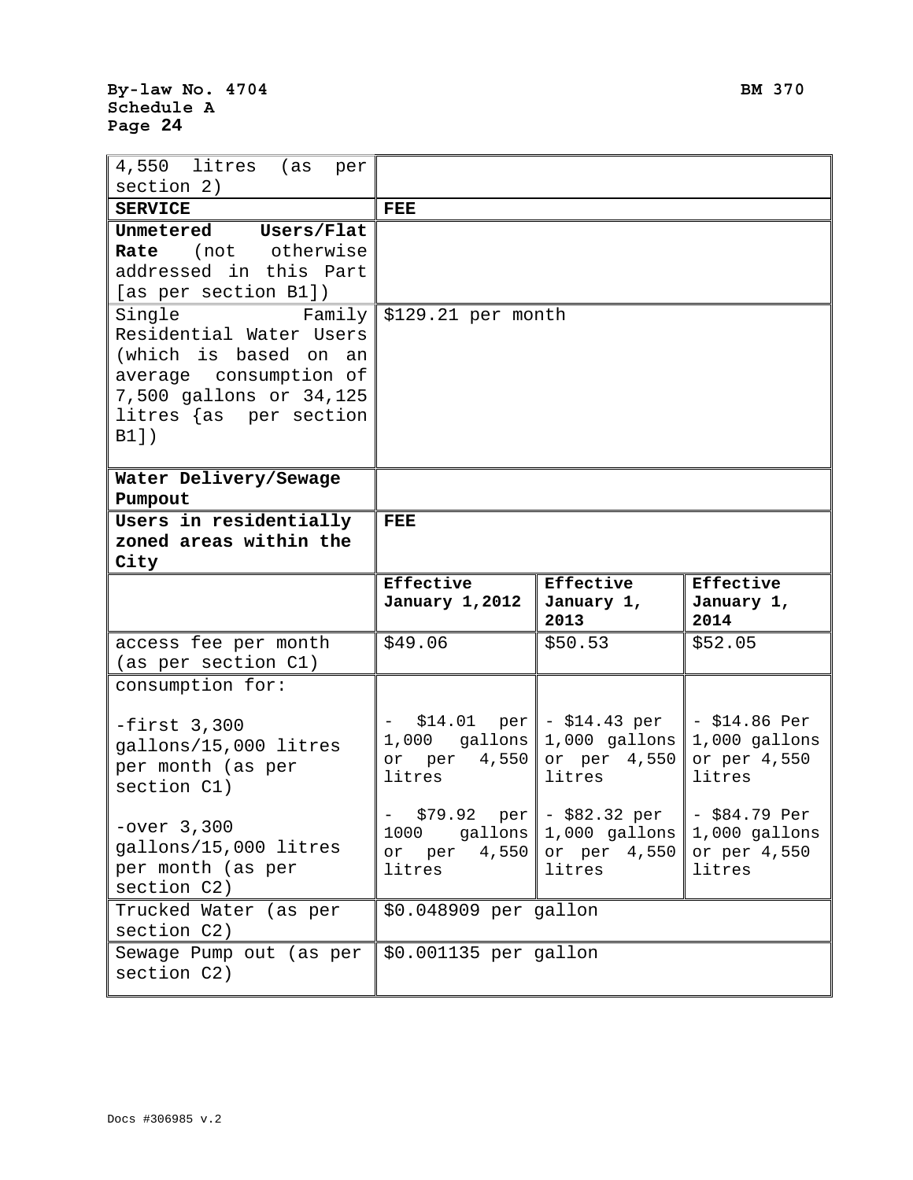| 4,550 litres (as per section 2) | | | |
|---|---|---|---|
| **SERVICE** | **FEE** | | |
| **Unmetered Users/Flat Rate** (not otherwise addressed in this Part [as per section B1]) | | | |
| Single Family Residential Water Users (which is based on an average consumption of 7,500 gallons or 34,125 litres {as per section B1]) | $129.21 per month | | |
| **Water Delivery/Sewage Pumpout** | | | |
| **Users in residentially zoned areas within the City** | **FEE** | | |
| | **Effective January 1,2012** | **Effective January 1, 2013** | **Effective January 1, 2014** |
| access fee per month (as per section C1) | $49.06 | $50.53 | $52.05 |
| consumption for:<br><br>-first 3,300 gallons/15,000 litres per month (as per section C1)<br><br>-over 3,300 gallons/15,000 litres per month (as per section C2) | - $14.01 per 1,000 gallons or per 4,550 litres<br><br>- $79.92 per 1000 gallons or per 4,550 litres | - $14.43 per 1,000 gallons or per 4,550 litres<br><br>- $82.32 per 1,000 gallons or per 4,550 litres | - $14.86 Per 1,000 gallons or per 4,550 litres<br><br>- $84.79 Per 1,000 gallons or per 4,550 litres |
| Trucked Water (as per section C2) | $0.048909 per gallon | | |
| Sewage Pump out (as per section C2) | $0.001135 per gallon | | |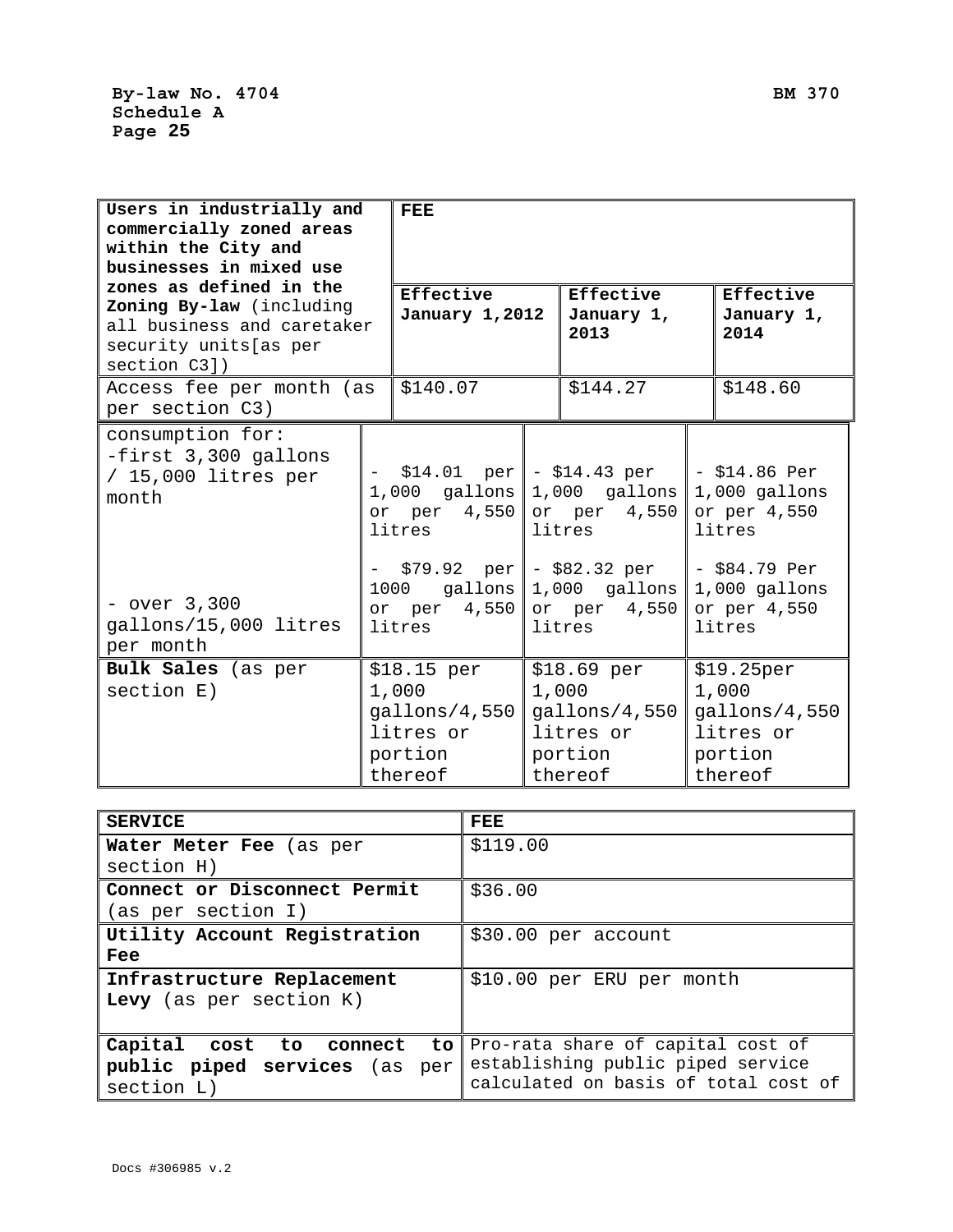| **Users in industrially and commercially zoned areas within the City and businesses in mixed use zones as defined in the Zoning By-law** (including all business and caretaker security units[as per section C3]) | **FEE** | | |
|---|---|---|---|
| | **Effective January 1,2012** | **Effective January 1, 2013** | **Effective January 1, 2014** |
| Access fee per month (as per section C3) | $140.07 | $144.27 | $148.60 |
| consumption for:<br>-first 3,300 gallons / 15,000 litres per month | - $14.01 per 1,000 gallons or per 4,550 litres | - $14.43 per 1,000 gallons or per 4,550 litres | - $14.86 Per 1,000 gallons or per 4,550 litres |
| - over 3,300 gallons/15,000 litres per month | - $79.92 per 1000 gallons or per 4,550 litres | - $82.32 per 1,000 gallons or per 4,550 litres | - $84.79 Per 1,000 gallons or per 4,550 litres |
| **Bulk Sales** (as per section E) | $18.15 per 1,000 gallons/4,550 litres or portion thereof | $18.69 per 1,000 gallons/4,550 litres or portion thereof | $19.25per 1,000 gallons/4,550 litres or portion thereof |

| **SERVICE** | **FEE** |
|---|---|
| **Water Meter Fee** (as per section H) | $119.00 |
| **Connect or Disconnect Permit** (as per section I) | $36.00 |
| **Utility Account Registration Fee** | $30.00 per account |
| **Infrastructure Replacement Levy** (as per section K) | $10.00 per ERU per month |
| **Capital cost to connect to public piped services** (as per section L) | Pro-rata share of capital cost of establishing public piped service calculated on basis of total cost of |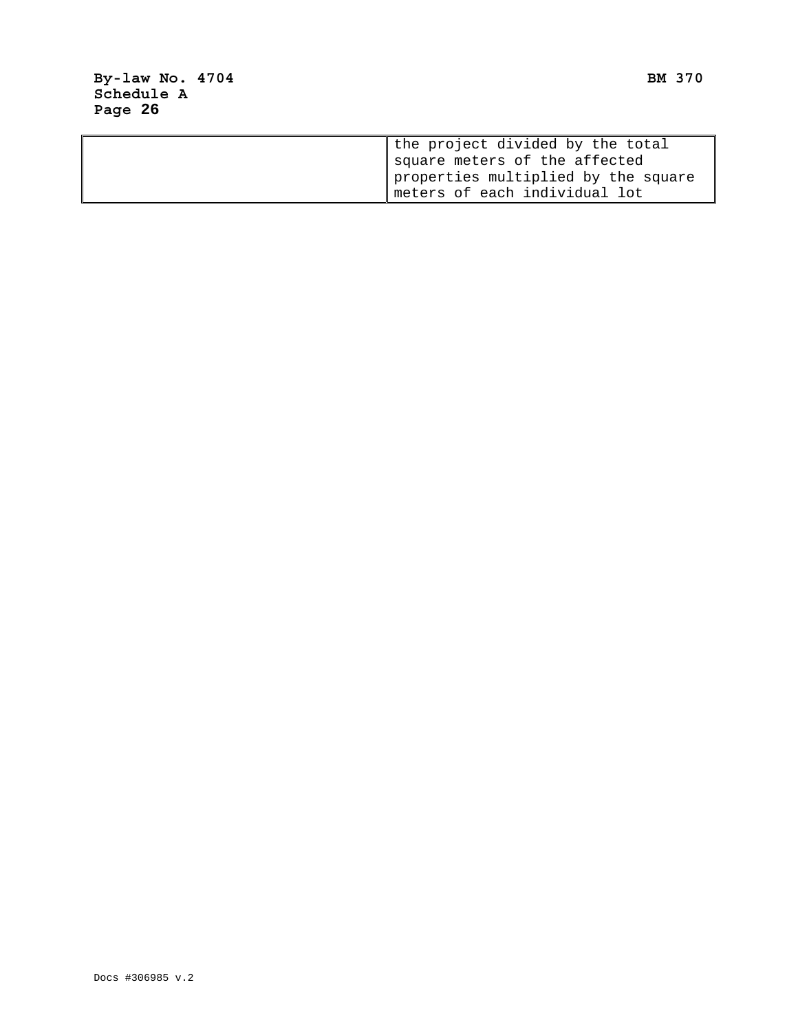| | |
|---|---|
| | the project divided by the total square meters of the affected properties multiplied by the square meters of each individual lot |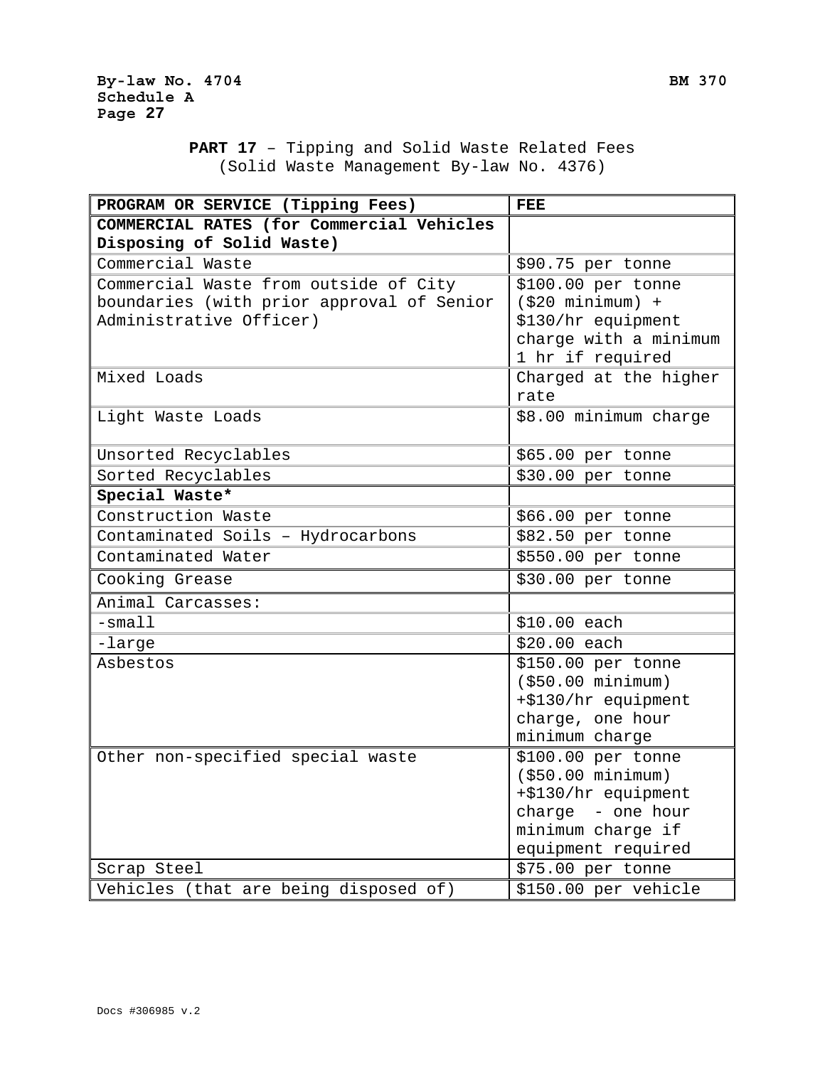**PART 17** – Tipping and Solid Waste Related Fees
(Solid Waste Management By-law No. 4376)

| **PROGRAM OR SERVICE (Tipping Fees)** | **FEE** |
|---|---|
| **COMMERCIAL RATES (for Commercial Vehicles Disposing of Solid Waste)** | |
| Commercial Waste | $90.75 per tonne |
| Commercial Waste from outside of City boundaries (with prior approval of Senior Administrative Officer) | $100.00 per tonne ($20 minimum) + $130/hr equipment charge with a minimum 1 hr if required |
| Mixed Loads | Charged at the higher rate |
| Light Waste Loads | $8.00 minimum charge |
| Unsorted Recyclables | $65.00 per tonne |
| Sorted Recyclables | $30.00 per tonne |
| **Special Waste*** | |
| Construction Waste | $66.00 per tonne |
| Contaminated Soils – Hydrocarbons | $82.50 per tonne |
| Contaminated Water | $550.00 per tonne |
| Cooking Grease | $30.00 per tonne |
| Animal Carcasses: | |
| -small | $10.00 each |
| -large | $20.00 each |
| Asbestos | $150.00 per tonne ($50.00 minimum) +$130/hr equipment charge, one hour minimum charge |
| Other non-specified special waste | $100.00 per tonne ($50.00 minimum) +$130/hr equipment charge - one hour minimum charge if equipment required |
| Scrap Steel | $75.00 per tonne |
| Vehicles (that are being disposed of) | $150.00 per vehicle |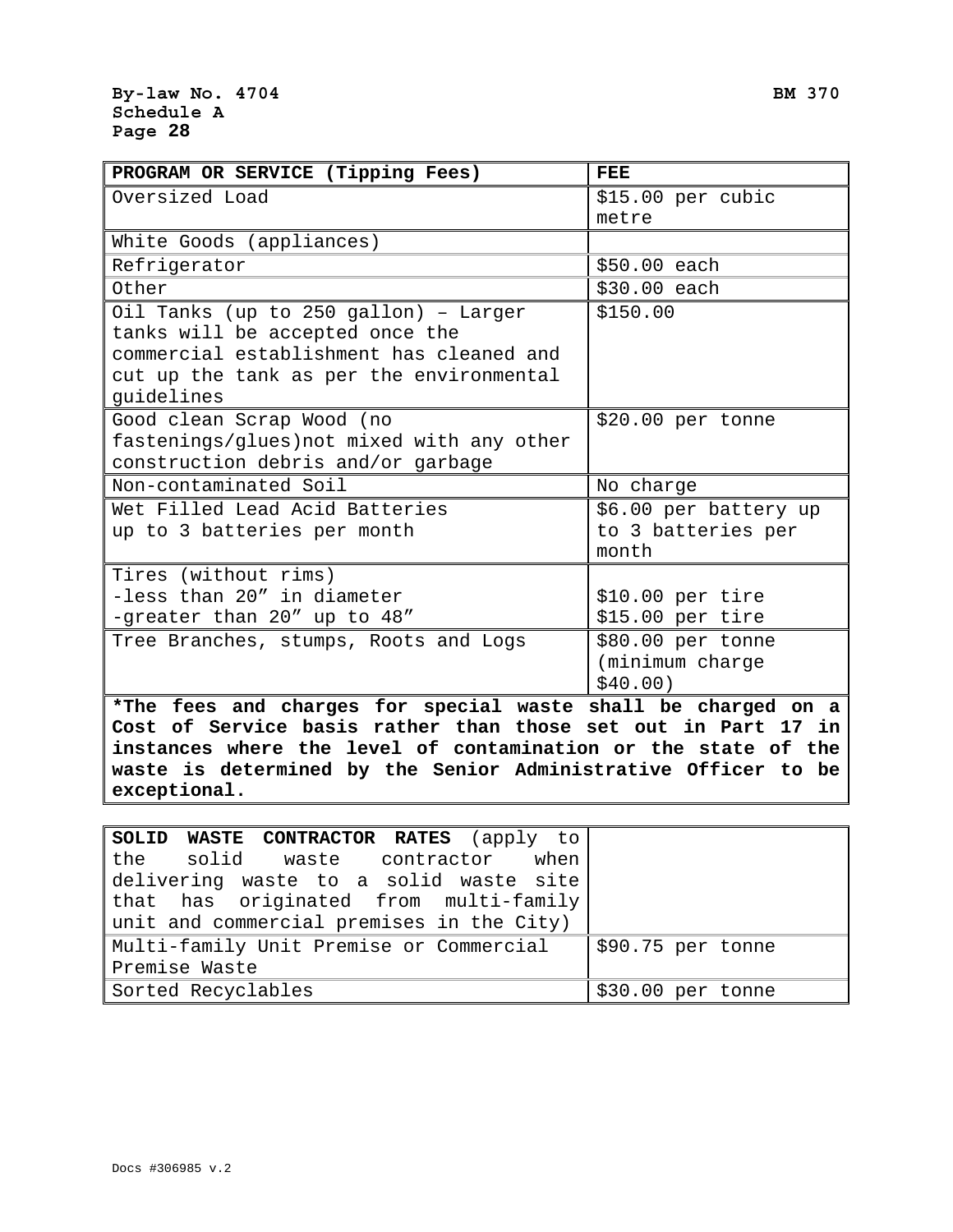| PROGRAM OR SERVICE (Tipping Fees) | FEE |
|---|---|
| Oversized Load | $15.00 per cubic metre |
| White Goods (appliances) | |
| Refrigerator | $50.00 each |
| Other | $30.00 each |
| Oil Tanks (up to 250 gallon) – Larger tanks will be accepted once the commercial establishment has cleaned and cut up the tank as per the environmental guidelines | $150.00 |
| Good clean Scrap Wood (no fastenings/glues)not mixed with any other construction debris and/or garbage | $20.00 per tonne |
| Non-contaminated Soil | No charge |
| Wet Filled Lead Acid Batteries up to 3 batteries per month | $6.00 per battery up to 3 batteries per month |
| Tires (without rims)<br>-less than 20″ in diameter<br>-greater than 20″ up to 48″ | <br>$10.00 per tire<br>$15.00 per tire |
| Tree Branches, stumps, Roots and Logs | $80.00 per tonne (minimum charge $40.00) |
| **\*The fees and charges for special waste shall be charged on a Cost of Service basis rather than those set out in Part 17 in instances where the level of contamination or the state of the waste is determined by the Senior Administrative Officer to be exceptional.** | |

| **SOLID WASTE CONTRACTOR RATES** (apply to the solid waste contractor when delivering waste to a solid waste site that has originated from multi-family unit and commercial premises in the City) | |
|---|---|
| Multi-family Unit Premise or Commercial Premise Waste | $90.75 per tonne |
| Sorted Recyclables | $30.00 per tonne |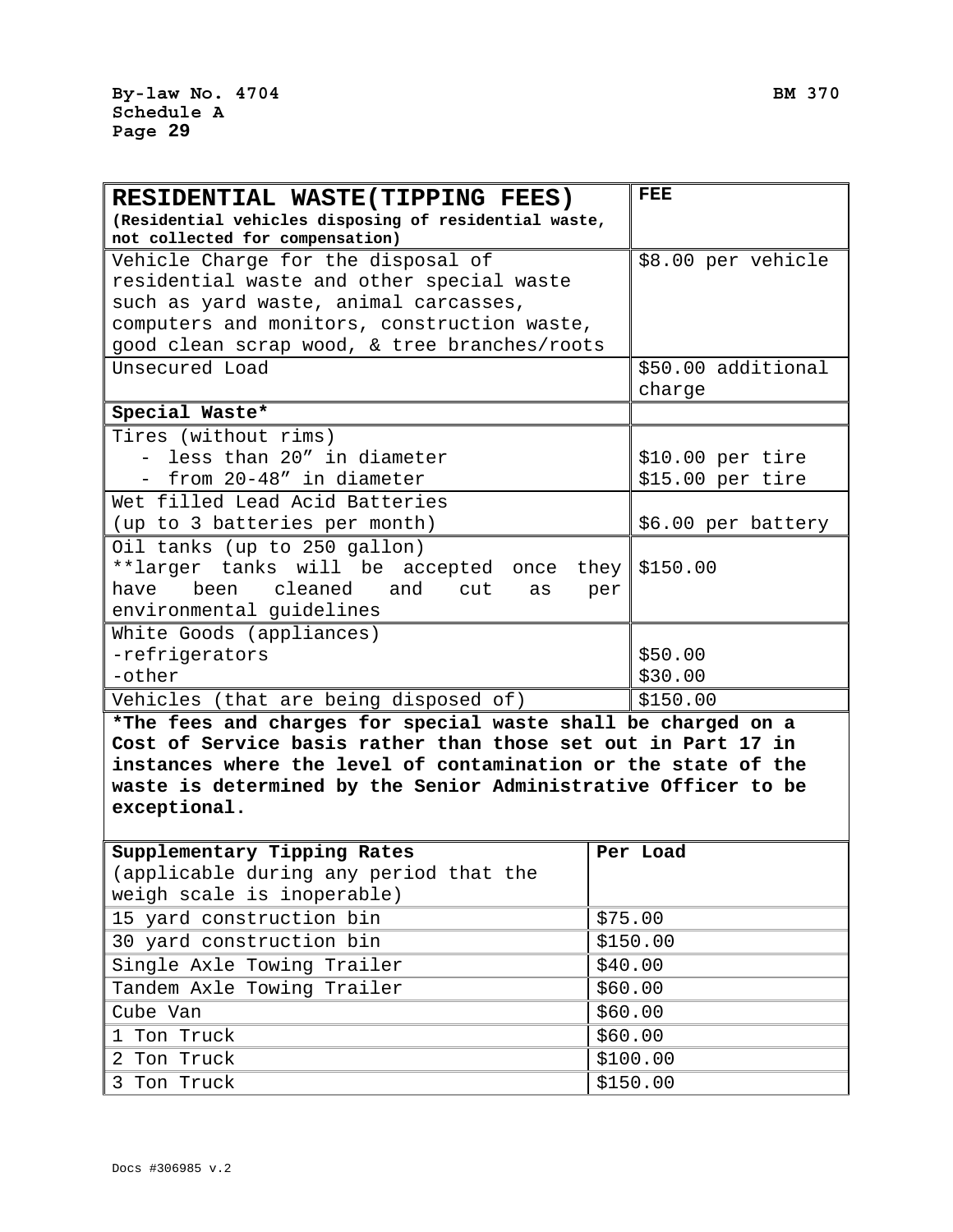| **RESIDENTIAL WASTE(TIPPING FEES)** (Residential vehicles disposing of residential waste, not collected for compensation) | **FEE** |
|---|---|
| Vehicle Charge for the disposal of residential waste and other special waste such as yard waste, animal carcasses, computers and monitors, construction waste, good clean scrap wood, & tree branches/roots | $8.00 per vehicle |
| Unsecured Load | $50.00 additional charge |
| **Special Waste*** | |
| Tires (without rims)<br>- less than 20″ in diameter<br>- from 20-48″ in diameter | <br>$10.00 per tire<br>$15.00 per tire |
| Wet filled Lead Acid Batteries<br>(up to 3 batteries per month) | <br>$6.00 per battery |
| Oil tanks (up to 250 gallon)<br>**larger tanks will be accepted once they have been cleaned and cut as per environmental guidelines | $150.00 |
| White Goods (appliances)<br>-refrigerators<br>-other | <br>$50.00<br>$30.00 |
| Vehicles (that are being disposed of) | $150.00 |

***The fees and charges for special waste shall be charged on a Cost of Service basis rather than those set out in Part 17 in instances where the level of contamination or the state of the waste is determined by the Senior Administrative Officer to be exceptional.**

| **Supplementary Tipping Rates** (applicable during any period that the weigh scale is inoperable) | **Per Load** |
|---|---|
| 15 yard construction bin | $75.00 |
| 30 yard construction bin | $150.00 |
| Single Axle Towing Trailer | $40.00 |
| Tandem Axle Towing Trailer | $60.00 |
| Cube Van | $60.00 |
| 1 Ton Truck | $60.00 |
| 2 Ton Truck | $100.00 |
| 3 Ton Truck | $150.00 |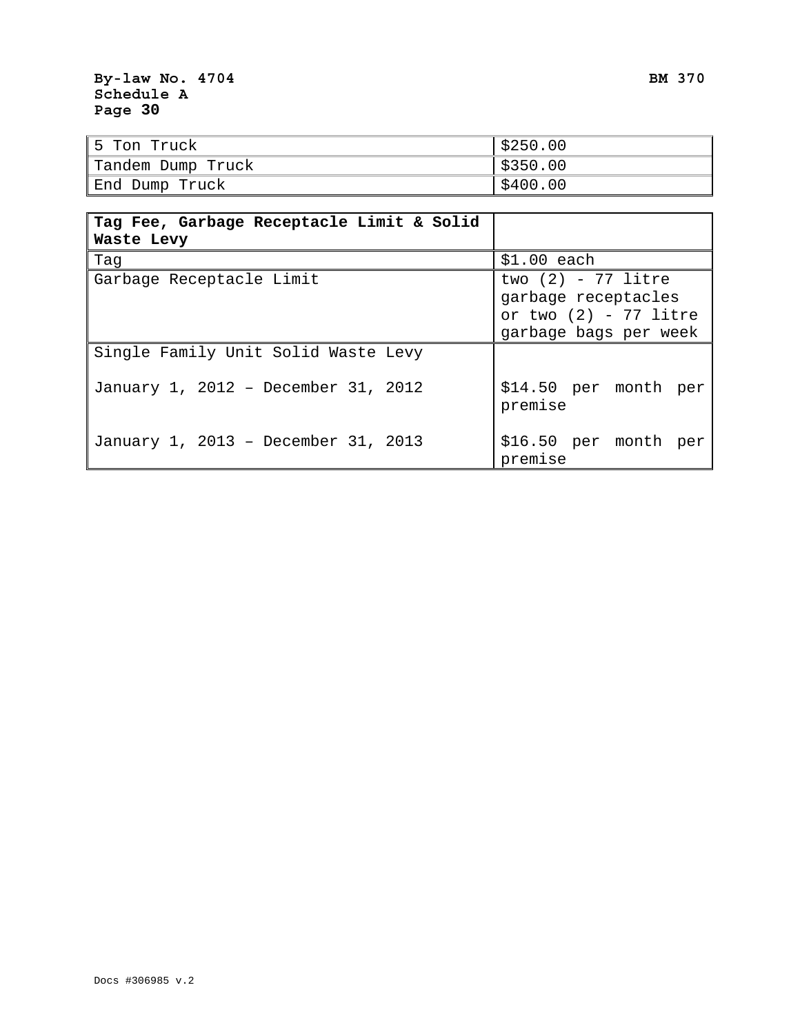| | |
|---|---|
| 5 Ton Truck | $250.00 |
| Tandem Dump Truck | $350.00 |
| End Dump Truck | $400.00 |

| **Tag Fee, Garbage Receptacle Limit & Solid Waste Levy** | |
|---|---|
| Tag | $1.00 each |
| Garbage Receptacle Limit | two (2) - 77 litre garbage receptacles or two (2) - 77 litre garbage bags per week |
| Single Family Unit Solid Waste Levy | |
| January 1, 2012 – December 31, 2012 | $14.50 per month per premise |
| January 1, 2013 – December 31, 2013 | $16.50 per month per premise |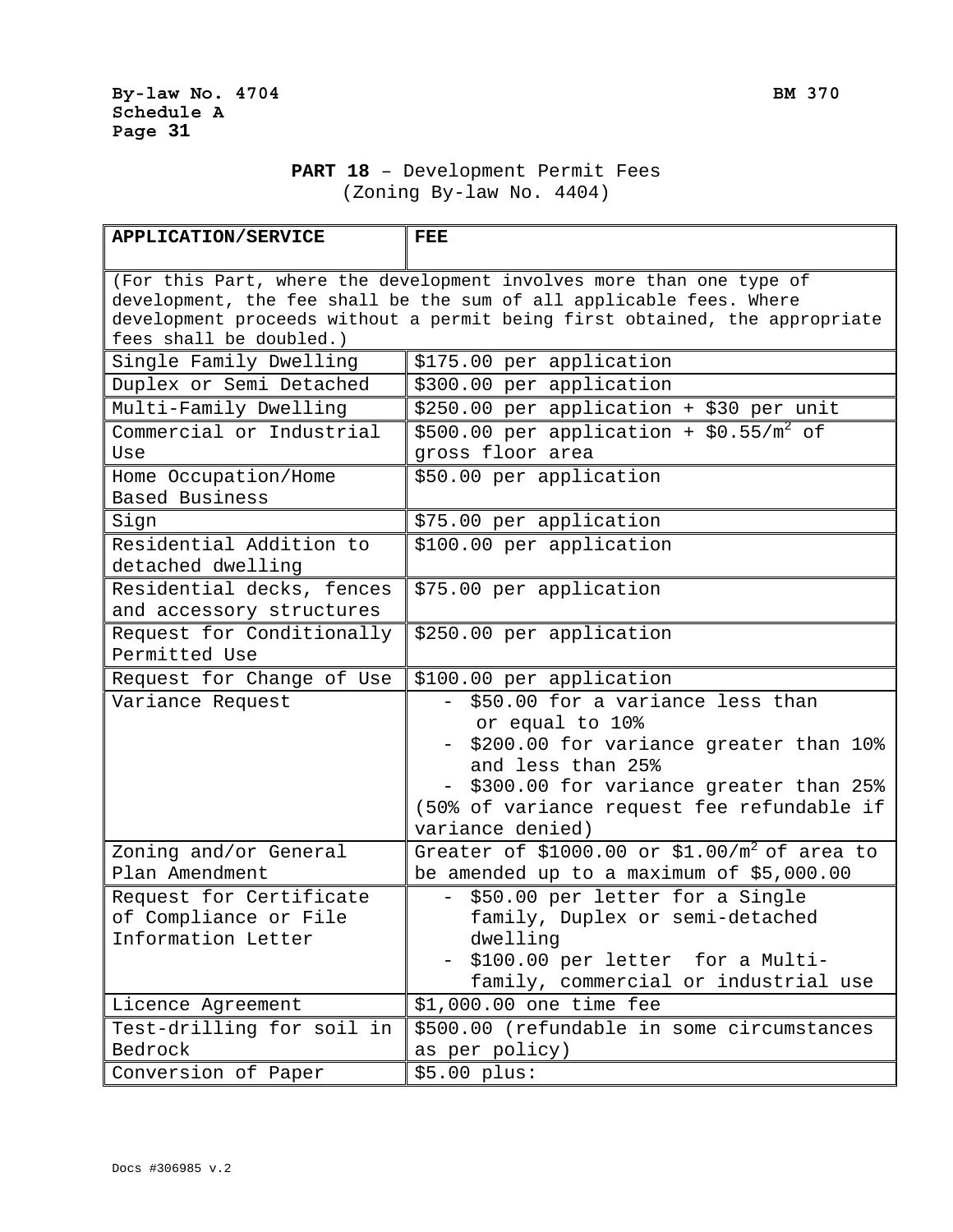**PART 18** – Development Permit Fees
(Zoning By-law No. 4404)

| APPLICATION/SERVICE | FEE |
|---|---|
| (For this Part, where the development involves more than one type of development, the fee shall be the sum of all applicable fees. Where development proceeds without a permit being first obtained, the appropriate fees shall be doubled.) | |
| Single Family Dwelling | \$175.00 per application |
| Duplex or Semi Detached | \$300.00 per application |
| Multi-Family Dwelling | \$250.00 per application + \$30 per unit |
| Commercial or Industrial Use | \$500.00 per application + \$0.55/$m^2$ of gross floor area |
| Home Occupation/Home Based Business | \$50.00 per application |
| Sign | \$75.00 per application |
| Residential Addition to detached dwelling | \$100.00 per application |
| Residential decks, fences and accessory structures | \$75.00 per application |
| Request for Conditionally Permitted Use | \$250.00 per application |
| Request for Change of Use | \$100.00 per application |
| Variance Request | - \$50.00 for a variance less than or equal to 10%<br>- \$200.00 for variance greater than 10% and less than 25%<br>- \$300.00 for variance greater than 25%<br>(50% of variance request fee refundable if variance denied) |
| Zoning and/or General Plan Amendment | Greater of \$1000.00 or \$1.00/$m^2$ of area to be amended up to a maximum of \$5,000.00 |
| Request for Certificate of Compliance or File Information Letter | - \$50.00 per letter for a Single family, Duplex or semi-detached dwelling<br>- \$100.00 per letter for a Multi-family, commercial or industrial use |
| Licence Agreement | \$1,000.00 one time fee |
| Test-drilling for soil in Bedrock | \$500.00 (refundable in some circumstances as per policy) |
| Conversion of Paper | \$5.00 plus: |

Docs #306985 v.2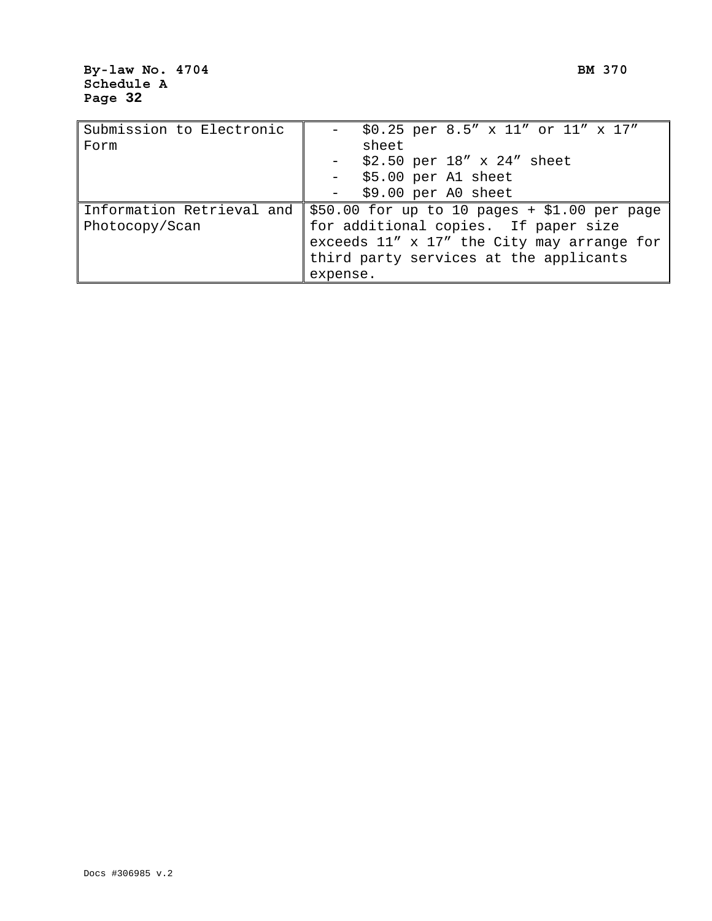| | |
|---|---|
| Submission to Electronic Form | - $0.25 per 8.5″ x 11″ or 11″ x 17″ sheet<br>- $2.50 per 18″ x 24″ sheet<br>- $5.00 per A1 sheet<br>- $9.00 per A0 sheet |
| Information Retrieval and Photocopy/Scan | $50.00 for up to 10 pages + $1.00 per page for additional copies. If paper size exceeds 11″ x 17″ the City may arrange for third party services at the applicants expense. |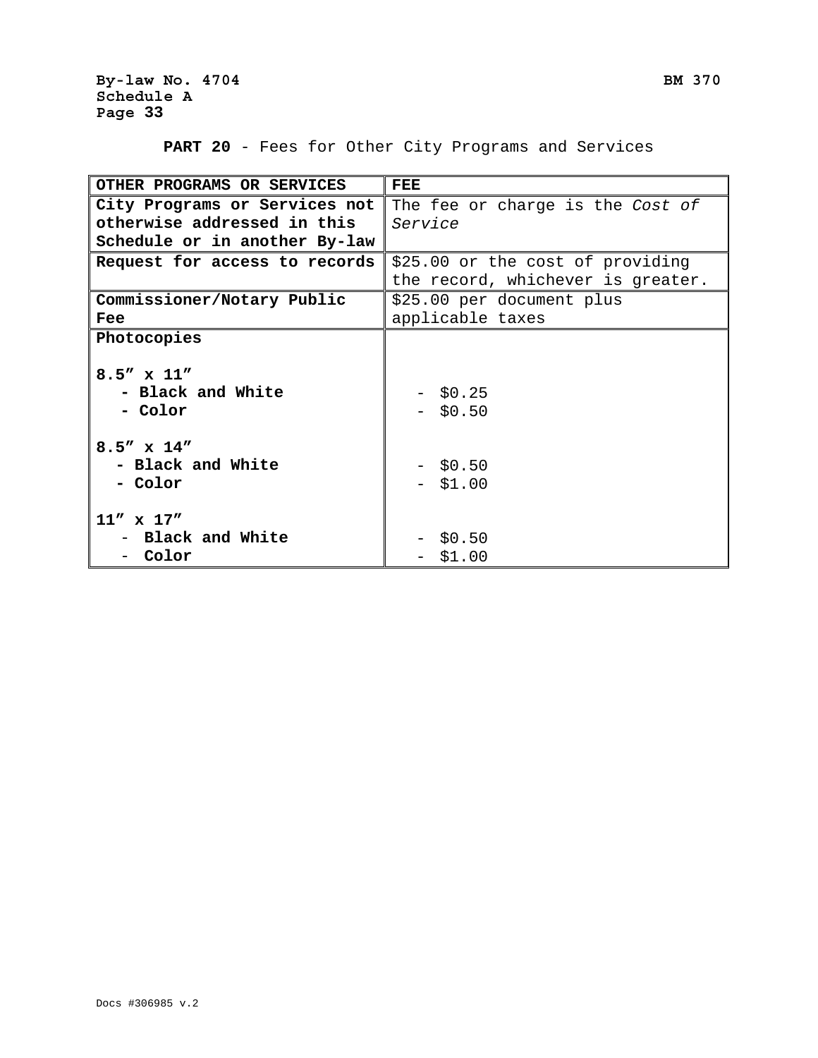**PART 20** - Fees for Other City Programs and Services

| OTHER PROGRAMS OR SERVICES | FEE |
|---|---|
| **City Programs or Services not otherwise addressed in this Schedule or in another By-law** | The fee or charge is the *Cost of Service* |
| **Request for access to records** | $25.00 or the cost of providing the record, whichever is greater. |
| **Commissioner/Notary Public Fee** | $25.00 per document plus applicable taxes |
| **Photocopies** | |
| **8.5″ x 11″** | |
| **- Black and White** | - $0.25 |
| **- Color** | - $0.50 |
| **8.5″ x 14″** | |
| **- Black and White** | - $0.50 |
| **- Color** | - $1.00 |
| **11″ x 17″** | |
| - **Black and White** | - $0.50 |
| - **Color** | - $1.00 |

Docs #306985 v.2